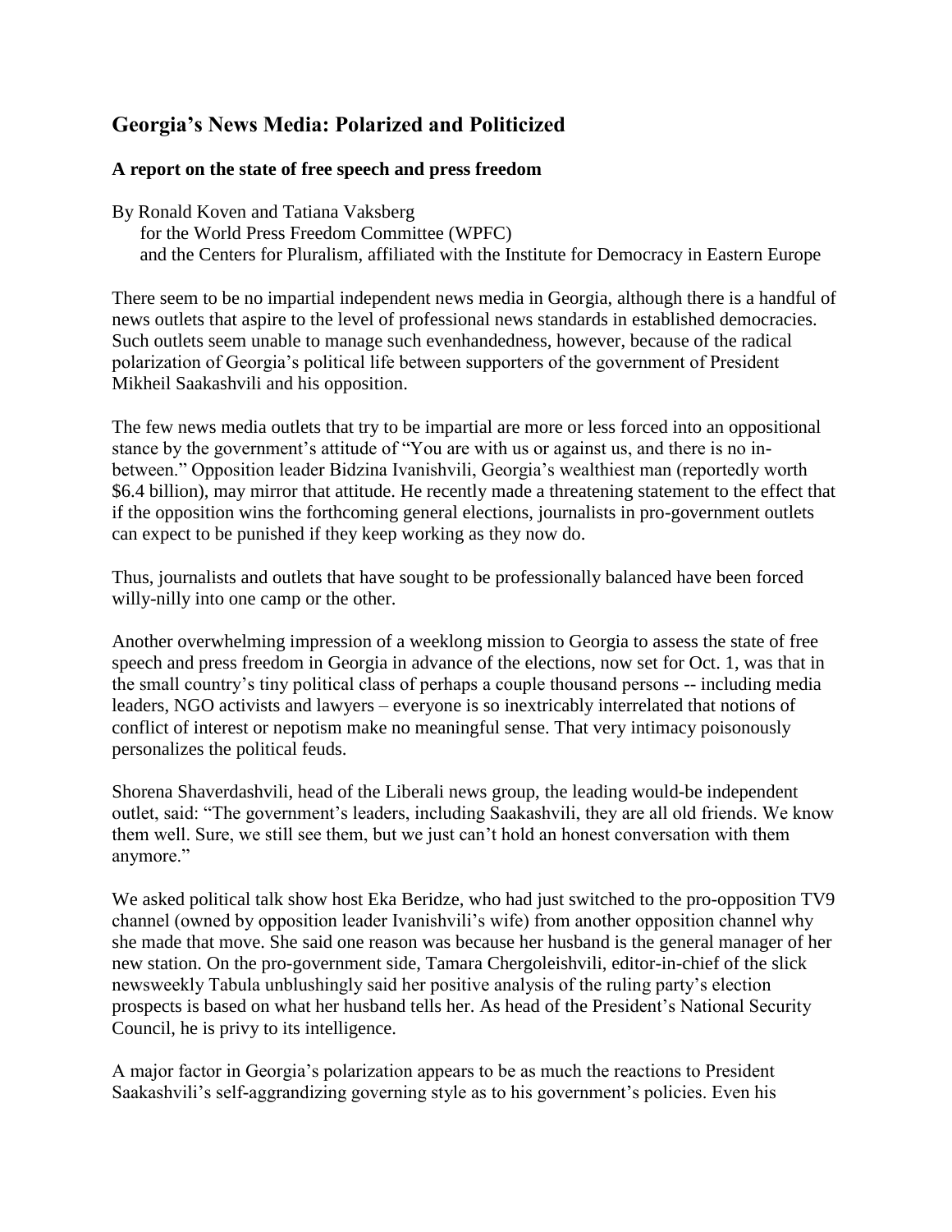## Georgia's News Media: Polarized and Politicized

### A report on the state of free speech and press freedom

By Ronald Koven and Tatiana Vaksberg
for the World Press Freedom Committee (WPFC)
and the Centers for Pluralism, affiliated with the Institute for Democracy in Eastern Europe

There seem to be no impartial independent news media in Georgia, although there is a handful of news outlets that aspire to the level of professional news standards in established democracies. Such outlets seem unable to manage such evenhandedness, however, because of the radical polarization of Georgia's political life between supporters of the government of President Mikheil Saakashvili and his opposition.

The few news media outlets that try to be impartial are more or less forced into an oppositional stance by the government's attitude of "You are with us or against us, and there is no in-between." Opposition leader Bidzina Ivanishvili, Georgia's wealthiest man (reportedly worth $6.4 billion), may mirror that attitude. He recently made a threatening statement to the effect that if the opposition wins the forthcoming general elections, journalists in pro-government outlets can expect to be punished if they keep working as they now do.

Thus, journalists and outlets that have sought to be professionally balanced have been forced willy-nilly into one camp or the other.

Another overwhelming impression of a weeklong mission to Georgia to assess the state of free speech and press freedom in Georgia in advance of the elections, now set for Oct. 1, was that in the small country's tiny political class of perhaps a couple thousand persons -- including media leaders, NGO activists and lawyers – everyone is so inextricably interrelated that notions of conflict of interest or nepotism make no meaningful sense. That very intimacy poisonously personalizes the political feuds.

Shorena Shaverdashvili, head of the Liberali news group, the leading would-be independent outlet, said: "The government's leaders, including Saakashvili, they are all old friends. We know them well. Sure, we still see them, but we just can't hold an honest conversation with them anymore."

We asked political talk show host Eka Beridze, who had just switched to the pro-opposition TV9 channel (owned by opposition leader Ivanishvili's wife) from another opposition channel why she made that move. She said one reason was because her husband is the general manager of her new station. On the pro-government side, Tamara Chergoleishvili, editor-in-chief of the slick newsweekly Tabula unblushingly said her positive analysis of the ruling party's election prospects is based on what her husband tells her. As head of the President's National Security Council, he is privy to its intelligence.

A major factor in Georgia's polarization appears to be as much the reactions to President Saakashvili's self-aggrandizing governing style as to his government's policies. Even his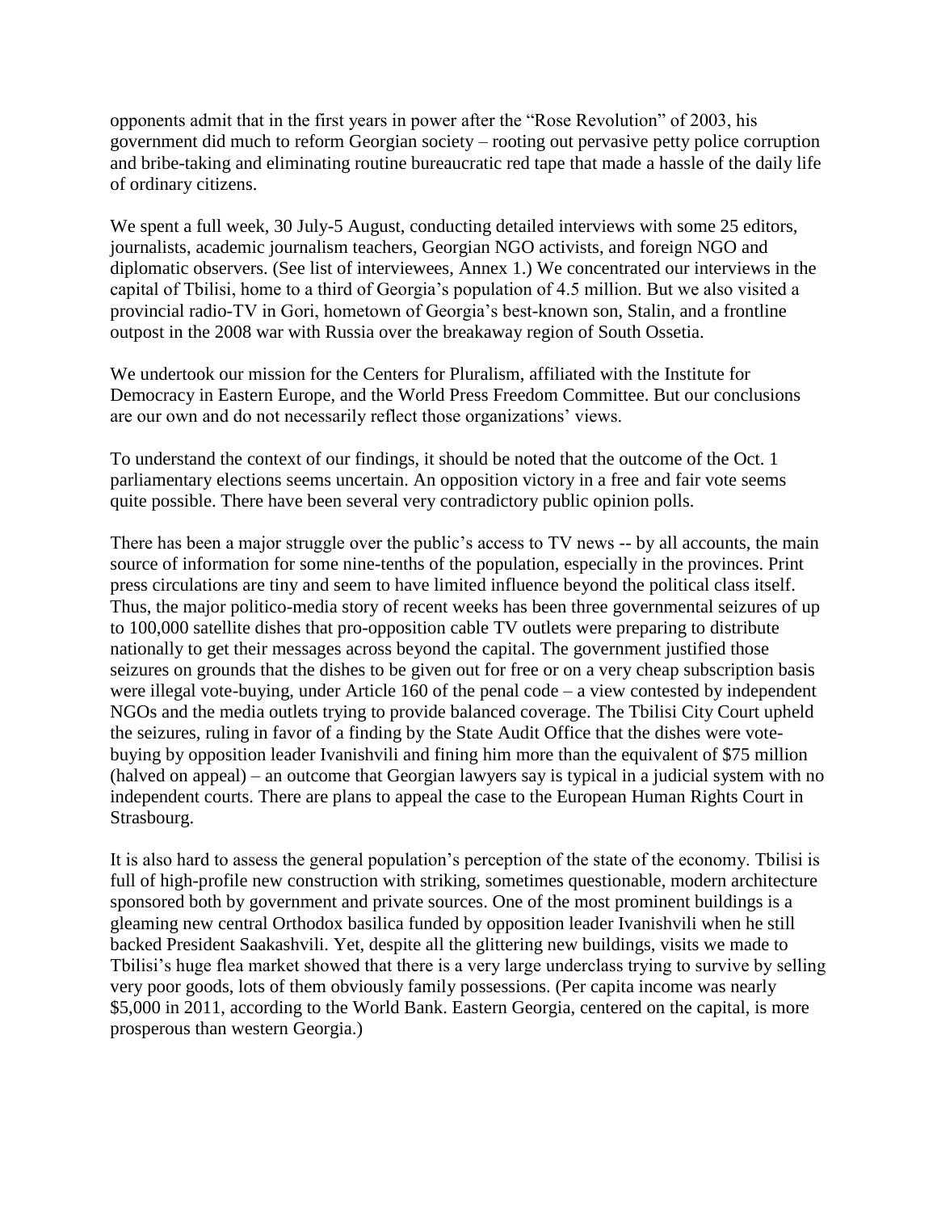opponents admit that in the first years in power after the "Rose Revolution" of 2003, his government did much to reform Georgian society – rooting out pervasive petty police corruption and bribe-taking and eliminating routine bureaucratic red tape that made a hassle of the daily life of ordinary citizens.

We spent a full week, 30 July-5 August, conducting detailed interviews with some 25 editors, journalists, academic journalism teachers, Georgian NGO activists, and foreign NGO and diplomatic observers. (See list of interviewees, Annex 1.) We concentrated our interviews in the capital of Tbilisi, home to a third of Georgia's population of 4.5 million. But we also visited a provincial radio-TV in Gori, hometown of Georgia's best-known son, Stalin, and a frontline outpost in the 2008 war with Russia over the breakaway region of South Ossetia.

We undertook our mission for the Centers for Pluralism, affiliated with the Institute for Democracy in Eastern Europe, and the World Press Freedom Committee. But our conclusions are our own and do not necessarily reflect those organizations' views.

To understand the context of our findings, it should be noted that the outcome of the Oct. 1 parliamentary elections seems uncertain. An opposition victory in a free and fair vote seems quite possible. There have been several very contradictory public opinion polls.

There has been a major struggle over the public's access to TV news -- by all accounts, the main source of information for some nine-tenths of the population, especially in the provinces. Print press circulations are tiny and seem to have limited influence beyond the political class itself. Thus, the major politico-media story of recent weeks has been three governmental seizures of up to 100,000 satellite dishes that pro-opposition cable TV outlets were preparing to distribute nationally to get their messages across beyond the capital. The government justified those seizures on grounds that the dishes to be given out for free or on a very cheap subscription basis were illegal vote-buying, under Article 160 of the penal code – a view contested by independent NGOs and the media outlets trying to provide balanced coverage. The Tbilisi City Court upheld the seizures, ruling in favor of a finding by the State Audit Office that the dishes were vote-buying by opposition leader Ivanishvili and fining him more than the equivalent of $75 million (halved on appeal) – an outcome that Georgian lawyers say is typical in a judicial system with no independent courts. There are plans to appeal the case to the European Human Rights Court in Strasbourg.

It is also hard to assess the general population's perception of the state of the economy. Tbilisi is full of high-profile new construction with striking, sometimes questionable, modern architecture sponsored both by government and private sources. One of the most prominent buildings is a gleaming new central Orthodox basilica funded by opposition leader Ivanishvili when he still backed President Saakashvili. Yet, despite all the glittering new buildings, visits we made to Tbilisi's huge flea market showed that there is a very large underclass trying to survive by selling very poor goods, lots of them obviously family possessions. (Per capita income was nearly $5,000 in 2011, according to the World Bank. Eastern Georgia, centered on the capital, is more prosperous than western Georgia.)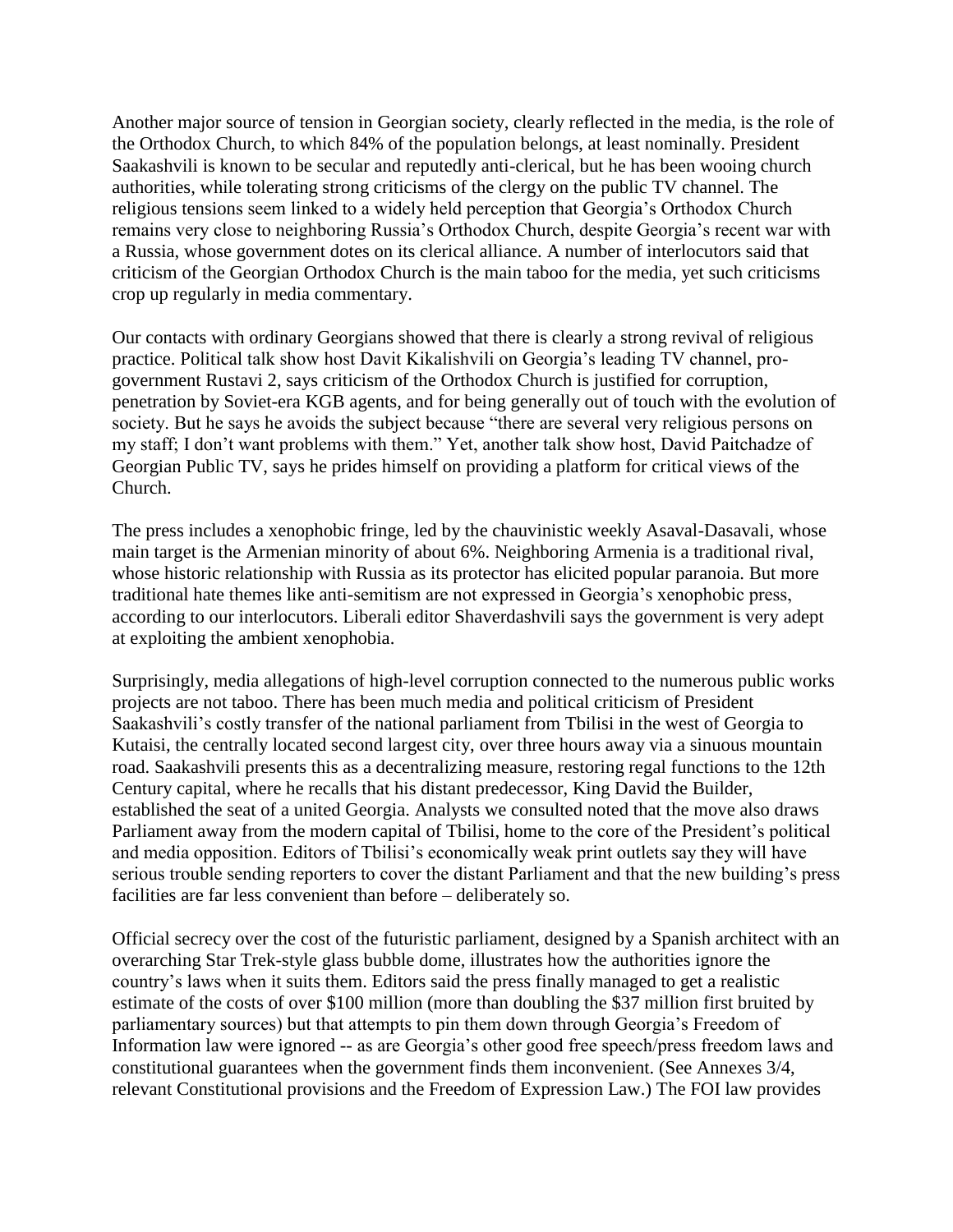Another major source of tension in Georgian society, clearly reflected in the media, is the role of the Orthodox Church, to which 84% of the population belongs, at least nominally. President Saakashvili is known to be secular and reputedly anti-clerical, but he has been wooing church authorities, while tolerating strong criticisms of the clergy on the public TV channel. The religious tensions seem linked to a widely held perception that Georgia's Orthodox Church remains very close to neighboring Russia's Orthodox Church, despite Georgia's recent war with a Russia, whose government dotes on its clerical alliance. A number of interlocutors said that criticism of the Georgian Orthodox Church is the main taboo for the media, yet such criticisms crop up regularly in media commentary.

Our contacts with ordinary Georgians showed that there is clearly a strong revival of religious practice. Political talk show host Davit Kikalishvili on Georgia's leading TV channel, pro-government Rustavi 2, says criticism of the Orthodox Church is justified for corruption, penetration by Soviet-era KGB agents, and for being generally out of touch with the evolution of society. But he says he avoids the subject because "there are several very religious persons on my staff; I don't want problems with them." Yet, another talk show host, David Paitchadze of Georgian Public TV, says he prides himself on providing a platform for critical views of the Church.

The press includes a xenophobic fringe, led by the chauvinistic weekly Asaval-Dasavali, whose main target is the Armenian minority of about 6%. Neighboring Armenia is a traditional rival, whose historic relationship with Russia as its protector has elicited popular paranoia. But more traditional hate themes like anti-semitism are not expressed in Georgia's xenophobic press, according to our interlocutors. Liberali editor Shaverdashvili says the government is very adept at exploiting the ambient xenophobia.

Surprisingly, media allegations of high-level corruption connected to the numerous public works projects are not taboo. There has been much media and political criticism of President Saakashvili's costly transfer of the national parliament from Tbilisi in the west of Georgia to Kutaisi, the centrally located second largest city, over three hours away via a sinuous mountain road. Saakashvili presents this as a decentralizing measure, restoring regal functions to the 12th Century capital, where he recalls that his distant predecessor, King David the Builder, established the seat of a united Georgia. Analysts we consulted noted that the move also draws Parliament away from the modern capital of Tbilisi, home to the core of the President's political and media opposition. Editors of Tbilisi's economically weak print outlets say they will have serious trouble sending reporters to cover the distant Parliament and that the new building's press facilities are far less convenient than before – deliberately so.

Official secrecy over the cost of the futuristic parliament, designed by a Spanish architect with an overarching Star Trek-style glass bubble dome, illustrates how the authorities ignore the country's laws when it suits them. Editors said the press finally managed to get a realistic estimate of the costs of over $100 million (more than doubling the $37 million first bruited by parliamentary sources) but that attempts to pin them down through Georgia's Freedom of Information law were ignored -- as are Georgia's other good free speech/press freedom laws and constitutional guarantees when the government finds them inconvenient. (See Annexes 3/4, relevant Constitutional provisions and the Freedom of Expression Law.) The FOI law provides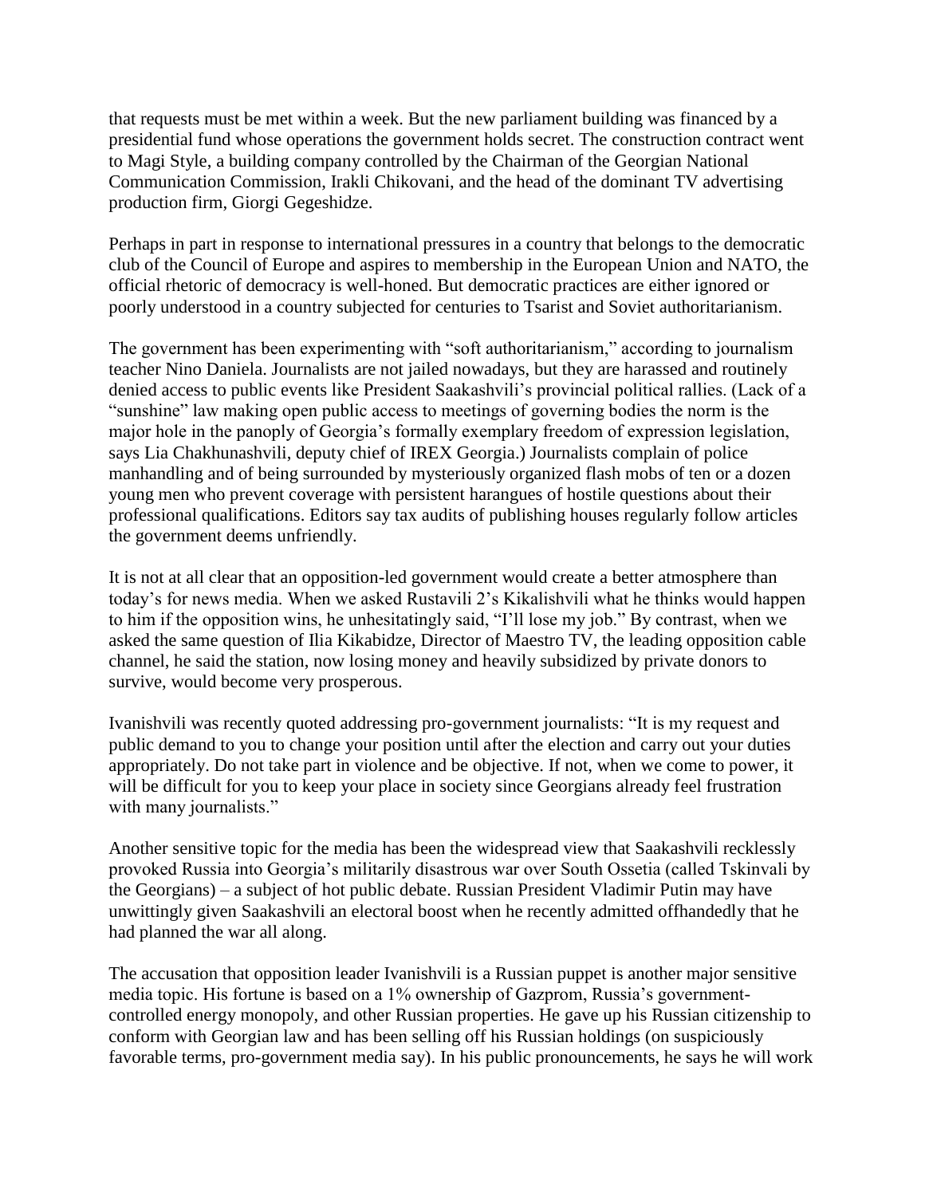that requests must be met within a week. But the new parliament building was financed by a presidential fund whose operations the government holds secret. The construction contract went to Magi Style, a building company controlled by the Chairman of the Georgian National Communication Commission, Irakli Chikovani, and the head of the dominant TV advertising production firm, Giorgi Gegeshidze.

Perhaps in part in response to international pressures in a country that belongs to the democratic club of the Council of Europe and aspires to membership in the European Union and NATO, the official rhetoric of democracy is well-honed. But democratic practices are either ignored or poorly understood in a country subjected for centuries to Tsarist and Soviet authoritarianism.

The government has been experimenting with "soft authoritarianism," according to journalism teacher Nino Daniela. Journalists are not jailed nowadays, but they are harassed and routinely denied access to public events like President Saakashvili's provincial political rallies. (Lack of a "sunshine" law making open public access to meetings of governing bodies the norm is the major hole in the panoply of Georgia's formally exemplary freedom of expression legislation, says Lia Chakhunashvili, deputy chief of IREX Georgia.) Journalists complain of police manhandling and of being surrounded by mysteriously organized flash mobs of ten or a dozen young men who prevent coverage with persistent harangues of hostile questions about their professional qualifications. Editors say tax audits of publishing houses regularly follow articles the government deems unfriendly.

It is not at all clear that an opposition-led government would create a better atmosphere than today's for news media. When we asked Rustavili 2's Kikalishvili what he thinks would happen to him if the opposition wins, he unhesitatingly said, "I'll lose my job." By contrast, when we asked the same question of Ilia Kikabidze, Director of Maestro TV, the leading opposition cable channel, he said the station, now losing money and heavily subsidized by private donors to survive, would become very prosperous.

Ivanishvili was recently quoted addressing pro-government journalists: "It is my request and public demand to you to change your position until after the election and carry out your duties appropriately. Do not take part in violence and be objective. If not, when we come to power, it will be difficult for you to keep your place in society since Georgians already feel frustration with many journalists."

Another sensitive topic for the media has been the widespread view that Saakashvili recklessly provoked Russia into Georgia's militarily disastrous war over South Ossetia (called Tskinvali by the Georgians) – a subject of hot public debate. Russian President Vladimir Putin may have unwittingly given Saakashvili an electoral boost when he recently admitted offhandedly that he had planned the war all along.

The accusation that opposition leader Ivanishvili is a Russian puppet is another major sensitive media topic. His fortune is based on a 1% ownership of Gazprom, Russia's government-controlled energy monopoly, and other Russian properties. He gave up his Russian citizenship to conform with Georgian law and has been selling off his Russian holdings (on suspiciously favorable terms, pro-government media say). In his public pronouncements, he says he will work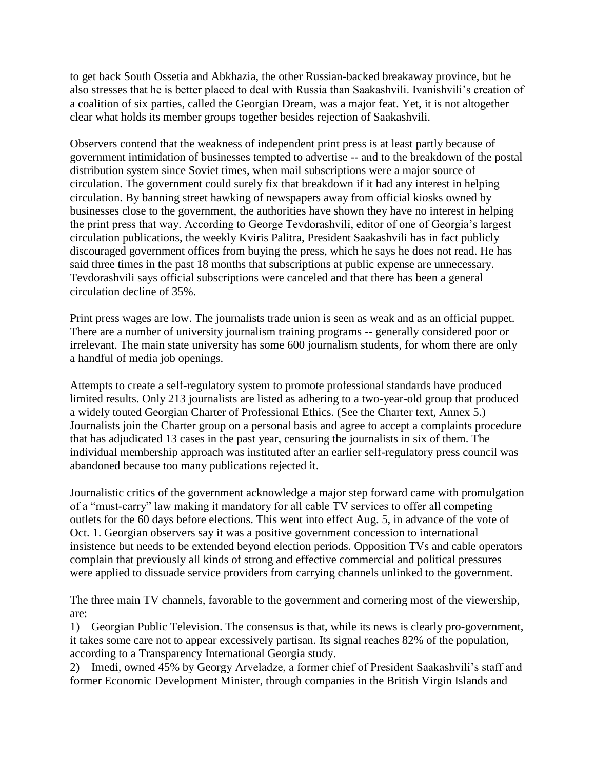to get back South Ossetia and Abkhazia, the other Russian-backed breakaway province, but he also stresses that he is better placed to deal with Russia than Saakashvili. Ivanishvili's creation of a coalition of six parties, called the Georgian Dream, was a major feat. Yet, it is not altogether clear what holds its member groups together besides rejection of Saakashvili.

Observers contend that the weakness of independent print press is at least partly because of government intimidation of businesses tempted to advertise -- and to the breakdown of the postal distribution system since Soviet times, when mail subscriptions were a major source of circulation. The government could surely fix that breakdown if it had any interest in helping circulation. By banning street hawking of newspapers away from official kiosks owned by businesses close to the government, the authorities have shown they have no interest in helping the print press that way. According to George Tevdorashvili, editor of one of Georgia's largest circulation publications, the weekly Kviris Palitra, President Saakashvili has in fact publicly discouraged government offices from buying the press, which he says he does not read. He has said three times in the past 18 months that subscriptions at public expense are unnecessary. Tevdorashvili says official subscriptions were canceled and that there has been a general circulation decline of 35%.

Print press wages are low. The journalists trade union is seen as weak and as an official puppet. There are a number of university journalism training programs -- generally considered poor or irrelevant. The main state university has some 600 journalism students, for whom there are only a handful of media job openings.

Attempts to create a self-regulatory system to promote professional standards have produced limited results. Only 213 journalists are listed as adhering to a two-year-old group that produced a widely touted Georgian Charter of Professional Ethics. (See the Charter text, Annex 5.) Journalists join the Charter group on a personal basis and agree to accept a complaints procedure that has adjudicated 13 cases in the past year, censuring the journalists in six of them. The individual membership approach was instituted after an earlier self-regulatory press council was abandoned because too many publications rejected it.

Journalistic critics of the government acknowledge a major step forward came with promulgation of a "must-carry" law making it mandatory for all cable TV services to offer all competing outlets for the 60 days before elections. This went into effect Aug. 5, in advance of the vote of Oct. 1. Georgian observers say it was a positive government concession to international insistence but needs to be extended beyond election periods. Opposition TVs and cable operators complain that previously all kinds of strong and effective commercial and political pressures were applied to dissuade service providers from carrying channels unlinked to the government.

The three main TV channels, favorable to the government and cornering most of the viewership, are:

1) Georgian Public Television. The consensus is that, while its news is clearly pro-government, it takes some care not to appear excessively partisan. Its signal reaches 82% of the population, according to a Transparency International Georgia study.

2) Imedi, owned 45% by Georgy Arveladze, a former chief of President Saakashvili's staff and former Economic Development Minister, through companies in the British Virgin Islands and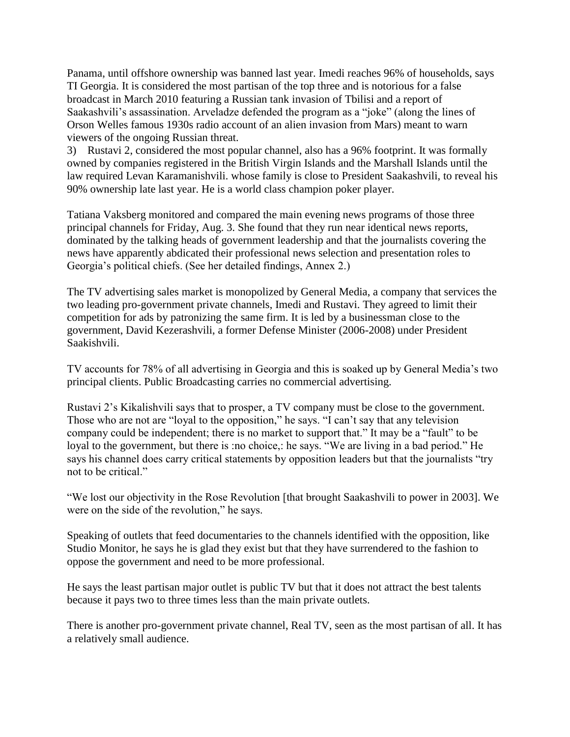Panama, until offshore ownership was banned last year. Imedi reaches 96% of households, says TI Georgia. It is considered the most partisan of the top three and is notorious for a false broadcast in March 2010 featuring a Russian tank invasion of Tbilisi and a report of Saakashvili's assassination. Arveladze defended the program as a "joke" (along the lines of Orson Welles famous 1930s radio account of an alien invasion from Mars) meant to warn viewers of the ongoing Russian threat.

3) Rustavi 2, considered the most popular channel, also has a 96% footprint. It was formally owned by companies registered in the British Virgin Islands and the Marshall Islands until the law required Levan Karamanishvili. whose family is close to President Saakashvili, to reveal his 90% ownership late last year. He is a world class champion poker player.

Tatiana Vaksberg monitored and compared the main evening news programs of those three principal channels for Friday, Aug. 3. She found that they run near identical news reports, dominated by the talking heads of government leadership and that the journalists covering the news have apparently abdicated their professional news selection and presentation roles to Georgia's political chiefs. (See her detailed findings, Annex 2.)

The TV advertising sales market is monopolized by General Media, a company that services the two leading pro-government private channels, Imedi and Rustavi. They agreed to limit their competition for ads by patronizing the same firm. It is led by a businessman close to the government, David Kezerashvili, a former Defense Minister (2006-2008) under President Saakishvili.

TV accounts for 78% of all advertising in Georgia and this is soaked up by General Media's two principal clients. Public Broadcasting carries no commercial advertising.

Rustavi 2's Kikalishvili says that to prosper, a TV company must be close to the government. Those who are not are "loyal to the opposition," he says. "I can't say that any television company could be independent; there is no market to support that." It may be a "fault" to be loyal to the government, but there is :no choice,: he says. "We are living in a bad period." He says his channel does carry critical statements by opposition leaders but that the journalists "try not to be critical."

"We lost our objectivity in the Rose Revolution [that brought Saakashvili to power in 2003]. We were on the side of the revolution," he says.

Speaking of outlets that feed documentaries to the channels identified with the opposition, like Studio Monitor, he says he is glad they exist but that they have surrendered to the fashion to oppose the government and need to be more professional.

He says the least partisan major outlet is public TV but that it does not attract the best talents because it pays two to three times less than the main private outlets.

There is another pro-government private channel, Real TV, seen as the most partisan of all. It has a relatively small audience.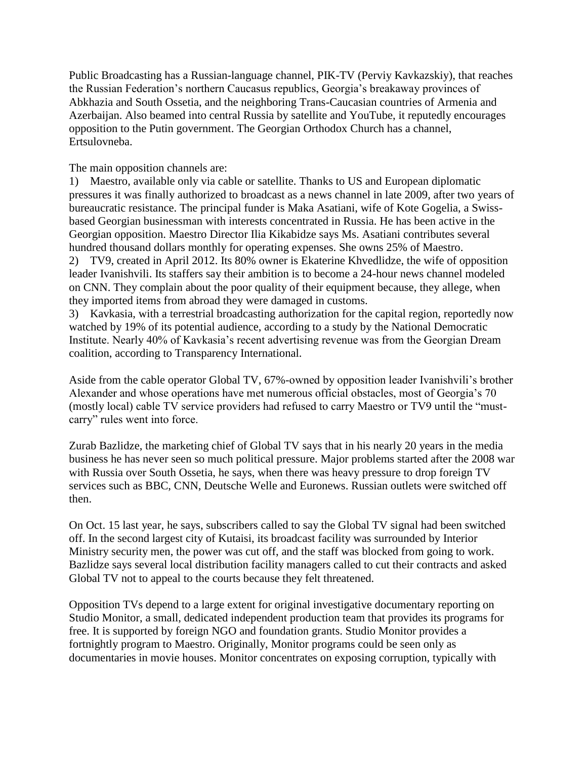Public Broadcasting has a Russian-language channel, PIK-TV (Perviy Kavkazskiy), that reaches the Russian Federation's northern Caucasus republics, Georgia's breakaway provinces of Abkhazia and South Ossetia, and the neighboring Trans-Caucasian countries of Armenia and Azerbaijan. Also beamed into central Russia by satellite and YouTube, it reputedly encourages opposition to the Putin government. The Georgian Orthodox Church has a channel, Ertsulovneba.

The main opposition channels are:

1) Maestro, available only via cable or satellite. Thanks to US and European diplomatic pressures it was finally authorized to broadcast as a news channel in late 2009, after two years of bureaucratic resistance. The principal funder is Maka Asatiani, wife of Kote Gogelia, a Swiss-based Georgian businessman with interests concentrated in Russia. He has been active in the Georgian opposition. Maestro Director Ilia Kikabidze says Ms. Asatiani contributes several hundred thousand dollars monthly for operating expenses. She owns 25% of Maestro.
2) TV9, created in April 2012. Its 80% owner is Ekaterine Khvedlidze, the wife of opposition leader Ivanishvili. Its staffers say their ambition is to become a 24-hour news channel modeled on CNN. They complain about the poor quality of their equipment because, they allege, when they imported items from abroad they were damaged in customs.
3) Kavkasia, with a terrestrial broadcasting authorization for the capital region, reportedly now watched by 19% of its potential audience, according to a study by the National Democratic Institute. Nearly 40% of Kavkasia's recent advertising revenue was from the Georgian Dream coalition, according to Transparency International.

Aside from the cable operator Global TV, 67%-owned by opposition leader Ivanishvili's brother Alexander and whose operations have met numerous official obstacles, most of Georgia's 70 (mostly local) cable TV service providers had refused to carry Maestro or TV9 until the "must-carry" rules went into force.

Zurab Bazlidze, the marketing chief of Global TV says that in his nearly 20 years in the media business he has never seen so much political pressure. Major problems started after the 2008 war with Russia over South Ossetia, he says, when there was heavy pressure to drop foreign TV services such as BBC, CNN, Deutsche Welle and Euronews. Russian outlets were switched off then.

On Oct. 15 last year, he says, subscribers called to say the Global TV signal had been switched off. In the second largest city of Kutaisi, its broadcast facility was surrounded by Interior Ministry security men, the power was cut off, and the staff was blocked from going to work. Bazlidze says several local distribution facility managers called to cut their contracts and asked Global TV not to appeal to the courts because they felt threatened.

Opposition TVs depend to a large extent for original investigative documentary reporting on Studio Monitor, a small, dedicated independent production team that provides its programs for free. It is supported by foreign NGO and foundation grants. Studio Monitor provides a fortnightly program to Maestro. Originally, Monitor programs could be seen only as documentaries in movie houses. Monitor concentrates on exposing corruption, typically with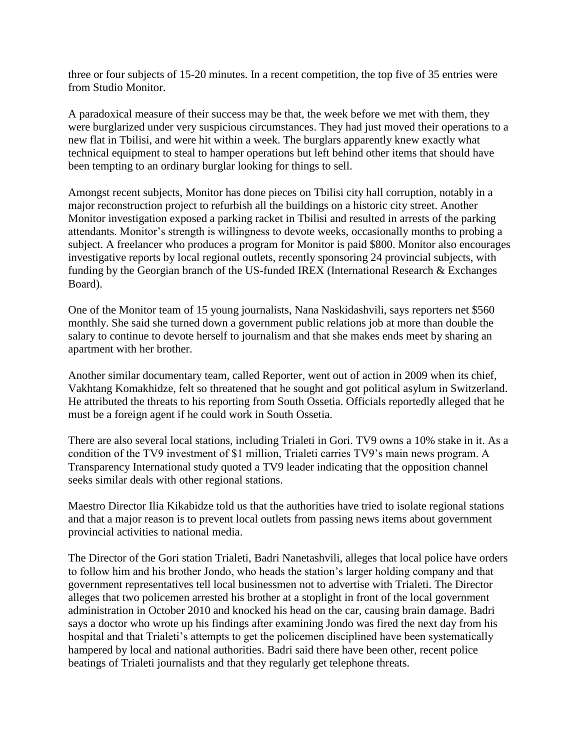three or four subjects of 15-20 minutes. In a recent competition, the top five of 35 entries were from Studio Monitor.

A paradoxical measure of their success may be that, the week before we met with them, they were burglarized under very suspicious circumstances. They had just moved their operations to a new flat in Tbilisi, and were hit within a week. The burglars apparently knew exactly what technical equipment to steal to hamper operations but left behind other items that should have been tempting to an ordinary burglar looking for things to sell.

Amongst recent subjects, Monitor has done pieces on Tbilisi city hall corruption, notably in a major reconstruction project to refurbish all the buildings on a historic city street. Another Monitor investigation exposed a parking racket in Tbilisi and resulted in arrests of the parking attendants. Monitor's strength is willingness to devote weeks, occasionally months to probing a subject. A freelancer who produces a program for Monitor is paid $800. Monitor also encourages investigative reports by local regional outlets, recently sponsoring 24 provincial subjects, with funding by the Georgian branch of the US-funded IREX (International Research & Exchanges Board).

One of the Monitor team of 15 young journalists, Nana Naskidashvili, says reporters net $560 monthly. She said she turned down a government public relations job at more than double the salary to continue to devote herself to journalism and that she makes ends meet by sharing an apartment with her brother.

Another similar documentary team, called Reporter, went out of action in 2009 when its chief, Vakhtang Komakhidze, felt so threatened that he sought and got political asylum in Switzerland. He attributed the threats to his reporting from South Ossetia. Officials reportedly alleged that he must be a foreign agent if he could work in South Ossetia.

There are also several local stations, including Trialeti in Gori. TV9 owns a 10% stake in it. As a condition of the TV9 investment of $1 million, Trialeti carries TV9's main news program. A Transparency International study quoted a TV9 leader indicating that the opposition channel seeks similar deals with other regional stations.

Maestro Director Ilia Kikabidze told us that the authorities have tried to isolate regional stations and that a major reason is to prevent local outlets from passing news items about government provincial activities to national media.

The Director of the Gori station Trialeti, Badri Nanetashvili, alleges that local police have orders to follow him and his brother Jondo, who heads the station's larger holding company and that government representatives tell local businessmen not to advertise with Trialeti. The Director alleges that two policemen arrested his brother at a stoplight in front of the local government administration in October 2010 and knocked his head on the car, causing brain damage. Badri says a doctor who wrote up his findings after examining Jondo was fired the next day from his hospital and that Trialeti's attempts to get the policemen disciplined have been systematically hampered by local and national authorities. Badri said there have been other, recent police beatings of Trialeti journalists and that they regularly get telephone threats.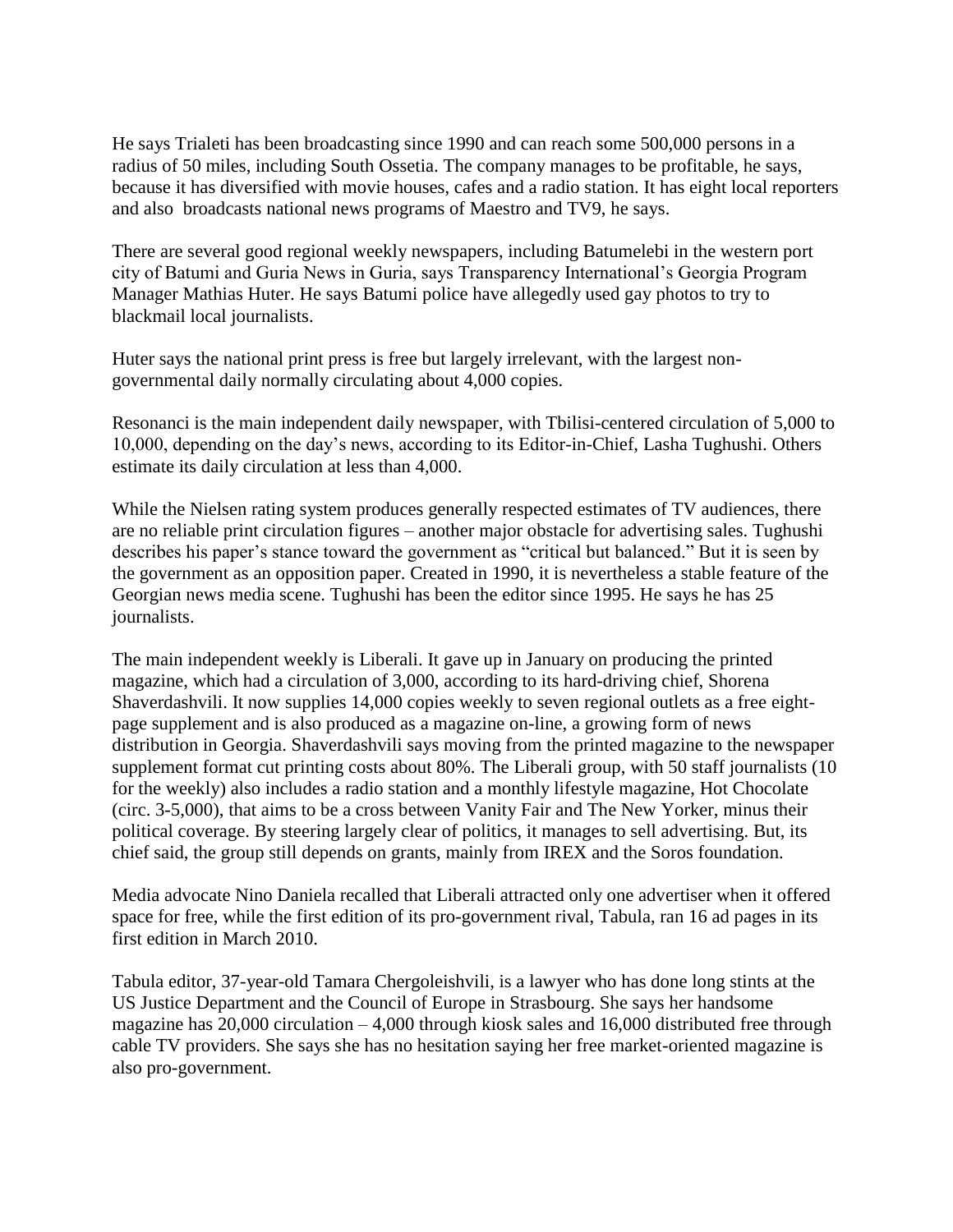He says Trialeti has been broadcasting since 1990 and can reach some 500,000 persons in a radius of 50 miles, including South Ossetia. The company manages to be profitable, he says, because it has diversified with movie houses, cafes and a radio station. It has eight local reporters and also broadcasts national news programs of Maestro and TV9, he says.

There are several good regional weekly newspapers, including Batumelebi in the western port city of Batumi and Guria News in Guria, says Transparency International's Georgia Program Manager Mathias Huter. He says Batumi police have allegedly used gay photos to try to blackmail local journalists.

Huter says the national print press is free but largely irrelevant, with the largest non-governmental daily normally circulating about 4,000 copies.

Resonanci is the main independent daily newspaper, with Tbilisi-centered circulation of 5,000 to 10,000, depending on the day's news, according to its Editor-in-Chief, Lasha Tughushi. Others estimate its daily circulation at less than 4,000.

While the Nielsen rating system produces generally respected estimates of TV audiences, there are no reliable print circulation figures – another major obstacle for advertising sales. Tughushi describes his paper's stance toward the government as "critical but balanced." But it is seen by the government as an opposition paper. Created in 1990, it is nevertheless a stable feature of the Georgian news media scene. Tughushi has been the editor since 1995. He says he has 25 journalists.

The main independent weekly is Liberali. It gave up in January on producing the printed magazine, which had a circulation of 3,000, according to its hard-driving chief, Shorena Shaverdashvili. It now supplies 14,000 copies weekly to seven regional outlets as a free eight-page supplement and is also produced as a magazine on-line, a growing form of news distribution in Georgia. Shaverdashvili says moving from the printed magazine to the newspaper supplement format cut printing costs about 80%. The Liberali group, with 50 staff journalists (10 for the weekly) also includes a radio station and a monthly lifestyle magazine, Hot Chocolate (circ. 3-5,000), that aims to be a cross between Vanity Fair and The New Yorker, minus their political coverage. By steering largely clear of politics, it manages to sell advertising. But, its chief said, the group still depends on grants, mainly from IREX and the Soros foundation.

Media advocate Nino Daniela recalled that Liberali attracted only one advertiser when it offered space for free, while the first edition of its pro-government rival, Tabula, ran 16 ad pages in its first edition in March 2010.

Tabula editor, 37-year-old Tamara Chergoleishvili, is a lawyer who has done long stints at the US Justice Department and the Council of Europe in Strasbourg. She says her handsome magazine has 20,000 circulation – 4,000 through kiosk sales and 16,000 distributed free through cable TV providers. She says she has no hesitation saying her free market-oriented magazine is also pro-government.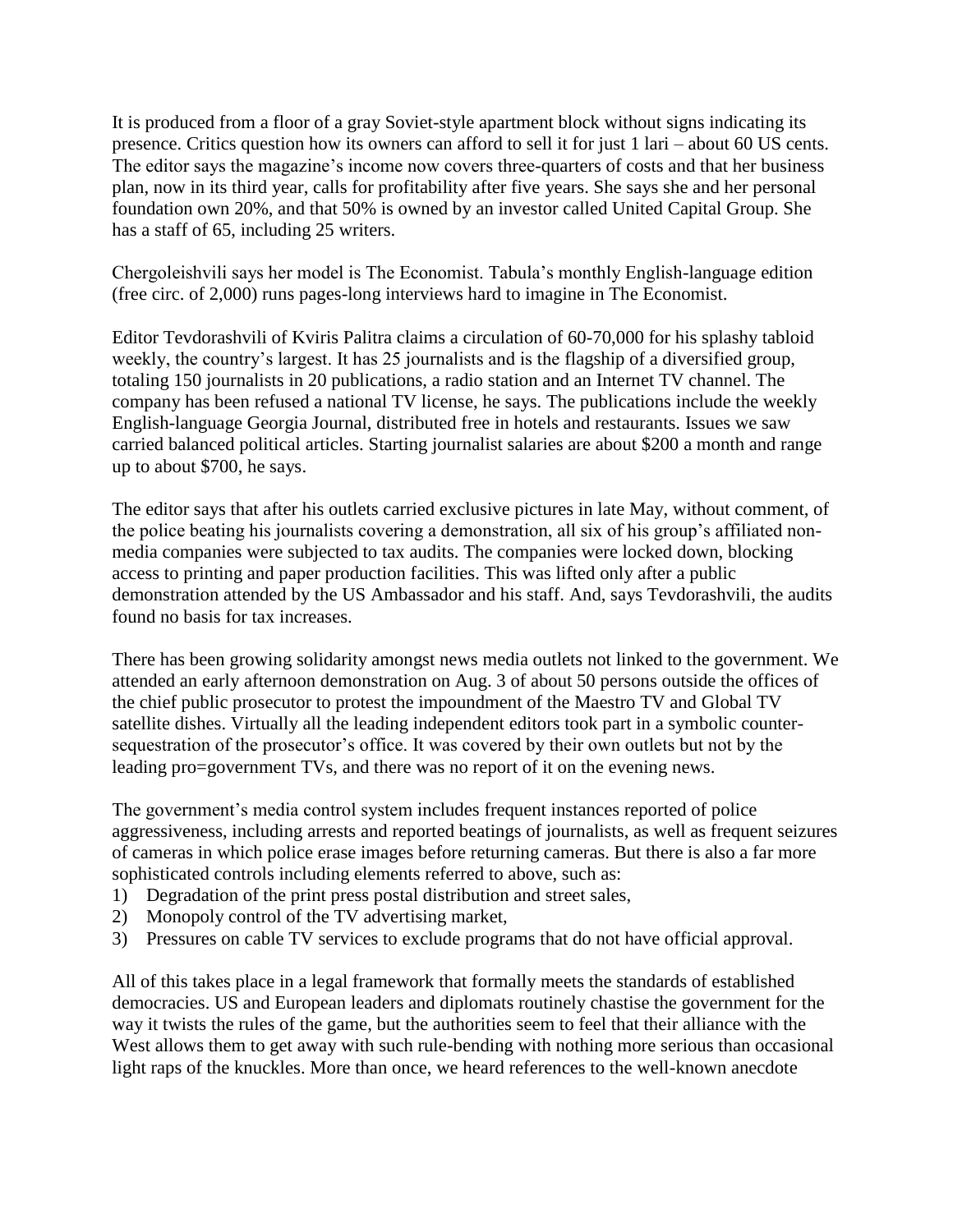It is produced from a floor of a gray Soviet-style apartment block without signs indicating its presence. Critics question how its owners can afford to sell it for just 1 lari – about 60 US cents. The editor says the magazine's income now covers three-quarters of costs and that her business plan, now in its third year, calls for profitability after five years. She says she and her personal foundation own 20%, and that 50% is owned by an investor called United Capital Group. She has a staff of 65, including 25 writers.

Chergoleishvili says her model is The Economist. Tabula's monthly English-language edition (free circ. of 2,000) runs pages-long interviews hard to imagine in The Economist.

Editor Tevdorashvili of Kviris Palitra claims a circulation of 60-70,000 for his splashy tabloid weekly, the country's largest. It has 25 journalists and is the flagship of a diversified group, totaling 150 journalists in 20 publications, a radio station and an Internet TV channel. The company has been refused a national TV license, he says. The publications include the weekly English-language Georgia Journal, distributed free in hotels and restaurants. Issues we saw carried balanced political articles. Starting journalist salaries are about $200 a month and range up to about $700, he says.

The editor says that after his outlets carried exclusive pictures in late May, without comment, of the police beating his journalists covering a demonstration, all six of his group's affiliated non-media companies were subjected to tax audits. The companies were locked down, blocking access to printing and paper production facilities. This was lifted only after a public demonstration attended by the US Ambassador and his staff. And, says Tevdorashvili, the audits found no basis for tax increases.

There has been growing solidarity amongst news media outlets not linked to the government. We attended an early afternoon demonstration on Aug. 3 of about 50 persons outside the offices of the chief public prosecutor to protest the impoundment of the Maestro TV and Global TV satellite dishes. Virtually all the leading independent editors took part in a symbolic counter-sequestration of the prosecutor's office. It was covered by their own outlets but not by the leading pro=government TVs, and there was no report of it on the evening news.

The government's media control system includes frequent instances reported of police aggressiveness, including arrests and reported beatings of journalists, as well as frequent seizures of cameras in which police erase images before returning cameras. But there is also a far more sophisticated controls including elements referred to above, such as:

1) Degradation of the print press postal distribution and street sales,
2) Monopoly control of the TV advertising market,
3) Pressures on cable TV services to exclude programs that do not have official approval.

All of this takes place in a legal framework that formally meets the standards of established democracies. US and European leaders and diplomats routinely chastise the government for the way it twists the rules of the game, but the authorities seem to feel that their alliance with the West allows them to get away with such rule-bending with nothing more serious than occasional light raps of the knuckles. More than once, we heard references to the well-known anecdote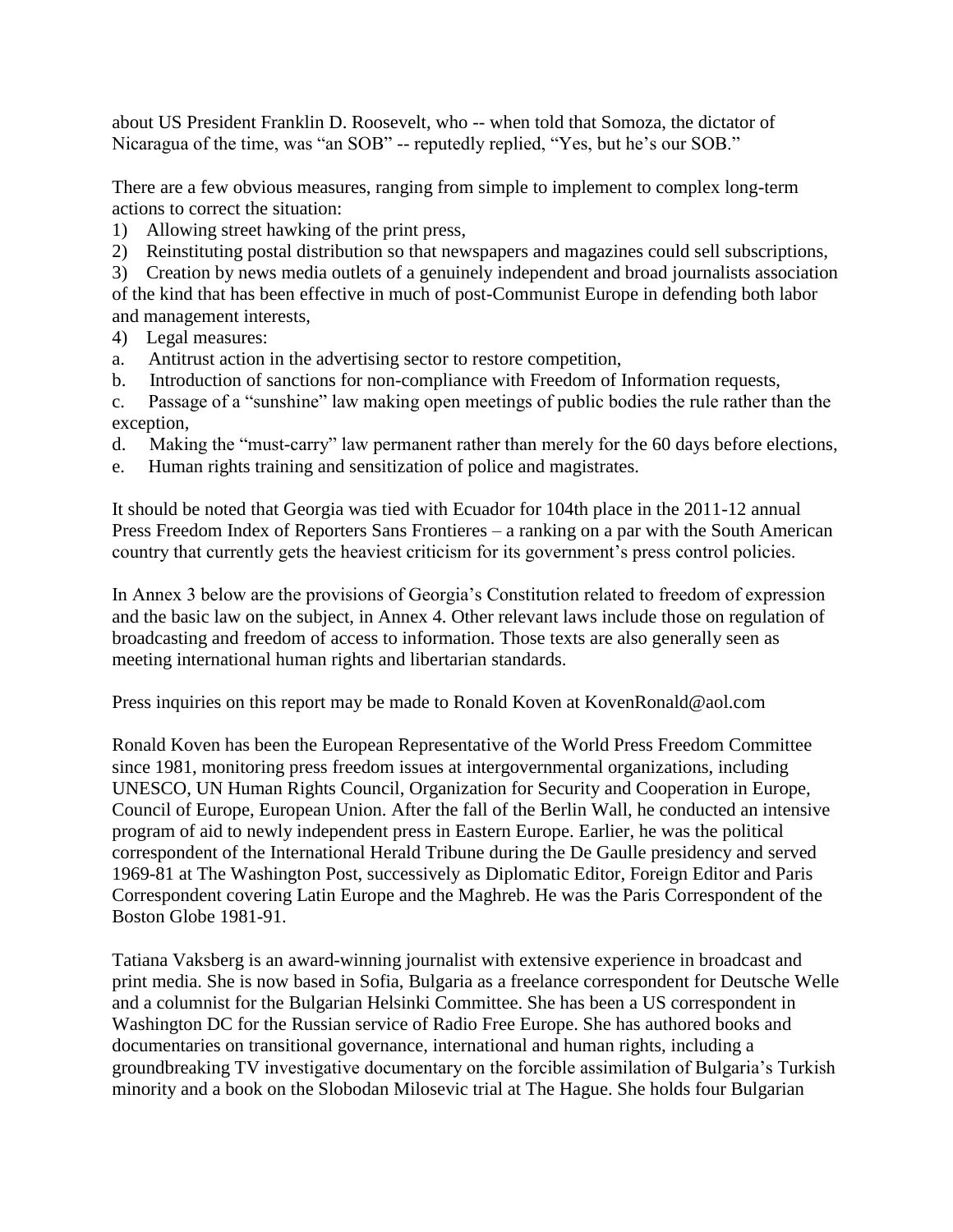about US President Franklin D. Roosevelt, who -- when told that Somoza, the dictator of Nicaragua of the time, was "an SOB" -- reputedly replied, "Yes, but he's our SOB."

There are a few obvious measures, ranging from simple to implement to complex long-term actions to correct the situation:

1) Allowing street hawking of the print press,
2) Reinstituting postal distribution so that newspapers and magazines could sell subscriptions,
3) Creation by news media outlets of a genuinely independent and broad journalists association of the kind that has been effective in much of post-Communist Europe in defending both labor and management interests,
4) Legal measures:

a. Antitrust action in the advertising sector to restore competition,

b. Introduction of sanctions for non-compliance with Freedom of Information requests,

c. Passage of a "sunshine" law making open meetings of public bodies the rule rather than the exception,

d. Making the "must-carry" law permanent rather than merely for the 60 days before elections,

e. Human rights training and sensitization of police and magistrates.

It should be noted that Georgia was tied with Ecuador for 104th place in the 2011-12 annual Press Freedom Index of Reporters Sans Frontieres – a ranking on a par with the South American country that currently gets the heaviest criticism for its government's press control policies.

In Annex 3 below are the provisions of Georgia's Constitution related to freedom of expression and the basic law on the subject, in Annex 4. Other relevant laws include those on regulation of broadcasting and freedom of access to information. Those texts are also generally seen as meeting international human rights and libertarian standards.

Press inquiries on this report may be made to Ronald Koven at KovenRonald@aol.com

Ronald Koven has been the European Representative of the World Press Freedom Committee since 1981, monitoring press freedom issues at intergovernmental organizations, including UNESCO, UN Human Rights Council, Organization for Security and Cooperation in Europe, Council of Europe, European Union. After the fall of the Berlin Wall, he conducted an intensive program of aid to newly independent press in Eastern Europe. Earlier, he was the political correspondent of the International Herald Tribune during the De Gaulle presidency and served 1969-81 at The Washington Post, successively as Diplomatic Editor, Foreign Editor and Paris Correspondent covering Latin Europe and the Maghreb. He was the Paris Correspondent of the Boston Globe 1981-91.

Tatiana Vaksberg is an award-winning journalist with extensive experience in broadcast and print media. She is now based in Sofia, Bulgaria as a freelance correspondent for Deutsche Welle and a columnist for the Bulgarian Helsinki Committee. She has been a US correspondent in Washington DC for the Russian service of Radio Free Europe. She has authored books and documentaries on transitional governance, international and human rights, including a groundbreaking TV investigative documentary on the forcible assimilation of Bulgaria's Turkish minority and a book on the Slobodan Milosevic trial at The Hague. She holds four Bulgarian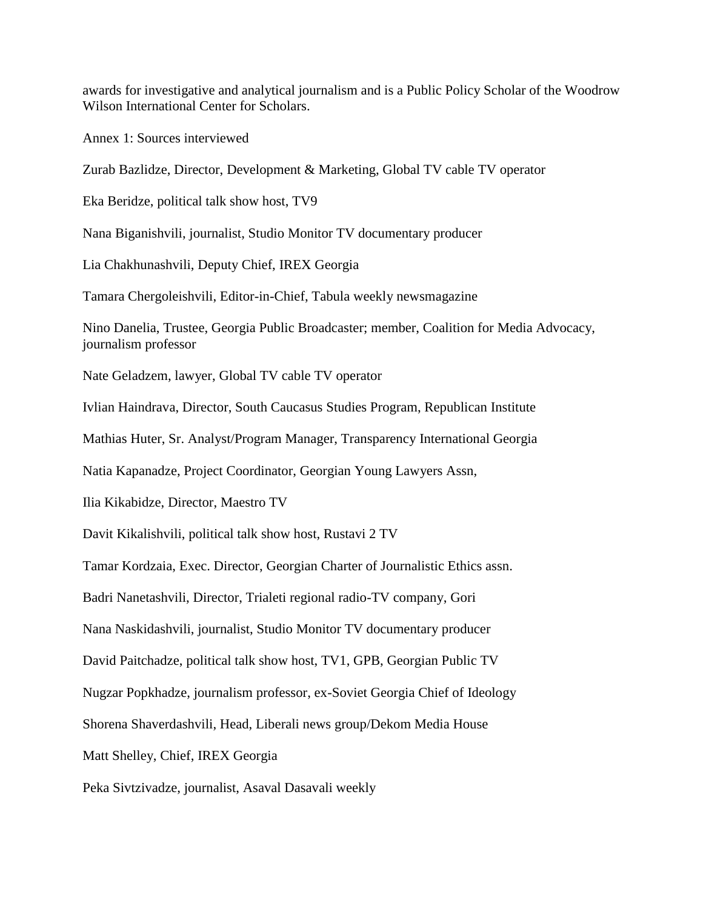awards for investigative and analytical journalism and is a Public Policy Scholar of the Woodrow Wilson International Center for Scholars.

Annex 1: Sources interviewed

Zurab Bazlidze, Director, Development & Marketing, Global TV cable TV operator

Eka Beridze, political talk show host, TV9

Nana Biganishvili, journalist, Studio Monitor TV documentary producer

Lia Chakhunashvili, Deputy Chief, IREX Georgia

Tamara Chergoleishvili, Editor-in-Chief, Tabula weekly newsmagazine

Nino Danelia, Trustee, Georgia Public Broadcaster; member, Coalition for Media Advocacy, journalism professor

Nate Geladzem, lawyer, Global TV cable TV operator

Ivlian Haindrava, Director, South Caucasus Studies Program, Republican Institute

Mathias Huter, Sr. Analyst/Program Manager, Transparency International Georgia

Natia Kapanadze, Project Coordinator, Georgian Young Lawyers Assn,

Ilia Kikabidze, Director, Maestro TV

Davit Kikalishvili, political talk show host, Rustavi 2 TV

Tamar Kordzaia, Exec. Director, Georgian Charter of Journalistic Ethics assn.

Badri Nanetashvili, Director, Trialeti regional radio-TV company, Gori

Nana Naskidashvili, journalist, Studio Monitor TV documentary producer

David Paitchadze, political talk show host, TV1, GPB, Georgian Public TV

Nugzar Popkhadze, journalism professor, ex-Soviet Georgia Chief of Ideology

Shorena Shaverdashvili, Head, Liberali news group/Dekom Media House

Matt Shelley, Chief, IREX Georgia

Peka Sivtzivadze, journalist, Asaval Dasavali weekly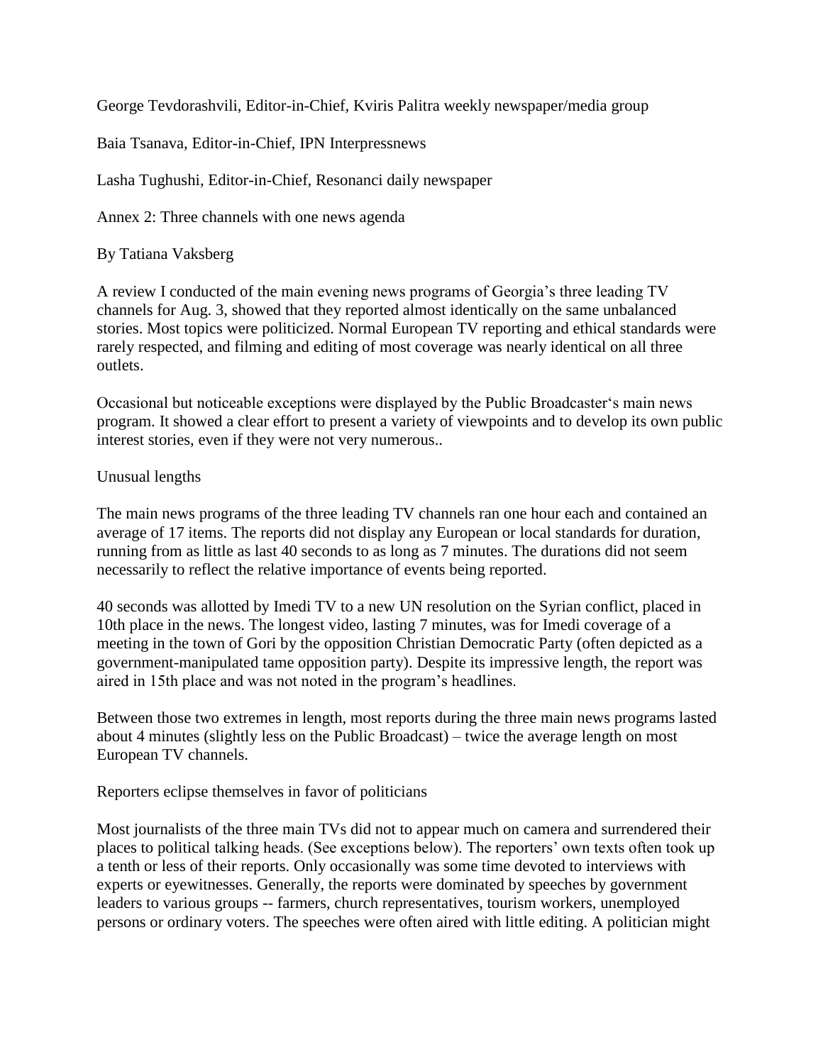George Tevdorashvili, Editor-in-Chief, Kviris Palitra weekly newspaper/media group

Baia Tsanava, Editor-in-Chief, IPN Interpressnews

Lasha Tughushi, Editor-in-Chief, Resonanci daily newspaper

## Annex 2: Three channels with one news agenda

By Tatiana Vaksberg

A review I conducted of the main evening news programs of Georgia's three leading TV channels for Aug. 3, showed that they reported almost identically on the same unbalanced stories. Most topics were politicized. Normal European TV reporting and ethical standards were rarely respected, and filming and editing of most coverage was nearly identical on all three outlets.

Occasional but noticeable exceptions were displayed by the Public Broadcaster's main news program. It showed a clear effort to present a variety of viewpoints and to develop its own public interest stories, even if they were not very numerous..

### Unusual lengths

The main news programs of the three leading TV channels ran one hour each and contained an average of 17 items. The reports did not display any European or local standards for duration, running from as little as last 40 seconds to as long as 7 minutes. The durations did not seem necessarily to reflect the relative importance of events being reported.

40 seconds was allotted by Imedi TV to a new UN resolution on the Syrian conflict, placed in 10th place in the news. The longest video, lasting 7 minutes, was for Imedi coverage of a meeting in the town of Gori by the opposition Christian Democratic Party (often depicted as a government-manipulated tame opposition party). Despite its impressive length, the report was aired in 15th place and was not noted in the program's headlines.

Between those two extremes in length, most reports during the three main news programs lasted about 4 minutes (slightly less on the Public Broadcast) – twice the average length on most European TV channels.

### Reporters eclipse themselves in favor of politicians

Most journalists of the three main TVs did not to appear much on camera and surrendered their places to political talking heads. (See exceptions below). The reporters' own texts often took up a tenth or less of their reports. Only occasionally was some time devoted to interviews with experts or eyewitnesses. Generally, the reports were dominated by speeches by government leaders to various groups -- farmers, church representatives, tourism workers, unemployed persons or ordinary voters. The speeches were often aired with little editing. A politician might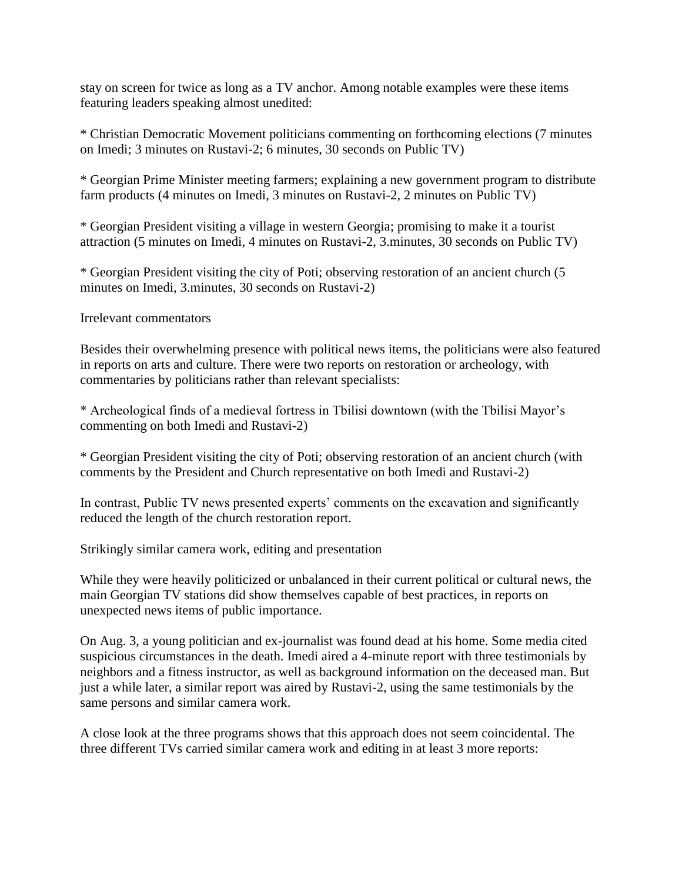stay on screen for twice as long as a TV anchor. Among notable examples were these items featuring leaders speaking almost unedited:

* Christian Democratic Movement politicians commenting on forthcoming elections (7 minutes on Imedi; 3 minutes on Rustavi-2; 6 minutes, 30 seconds on Public TV)

* Georgian Prime Minister meeting farmers; explaining a new government program to distribute farm products (4 minutes on Imedi, 3 minutes on Rustavi-2, 2 minutes on Public TV)

* Georgian President visiting a village in western Georgia; promising to make it a tourist attraction (5 minutes on Imedi, 4 minutes on Rustavi-2, 3.minutes, 30 seconds on Public TV)

* Georgian President visiting the city of Poti; observing restoration of an ancient church (5 minutes on Imedi, 3.minutes, 30 seconds on Rustavi-2)

Irrelevant commentators

Besides their overwhelming presence with political news items, the politicians were also featured in reports on arts and culture. There were two reports on restoration or archeology, with commentaries by politicians rather than relevant specialists:

* Archeological finds of a medieval fortress in Tbilisi downtown (with the Tbilisi Mayor's commenting on both Imedi and Rustavi-2)

* Georgian President visiting the city of Poti; observing restoration of an ancient church (with comments by the President and Church representative on both Imedi and Rustavi-2)

In contrast, Public TV news presented experts' comments on the excavation and significantly reduced the length of the church restoration report.

Strikingly similar camera work, editing and presentation

While they were heavily politicized or unbalanced in their current political or cultural news, the main Georgian TV stations did show themselves capable of best practices, in reports on unexpected news items of public importance.

On Aug. 3, a young politician and ex-journalist was found dead at his home. Some media cited suspicious circumstances in the death. Imedi aired a 4-minute report with three testimonials by neighbors and a fitness instructor, as well as background information on the deceased man. But just a while later, a similar report was aired by Rustavi-2, using the same testimonials by the same persons and similar camera work.

A close look at the three programs shows that this approach does not seem coincidental. The three different TVs carried similar camera work and editing in at least 3 more reports: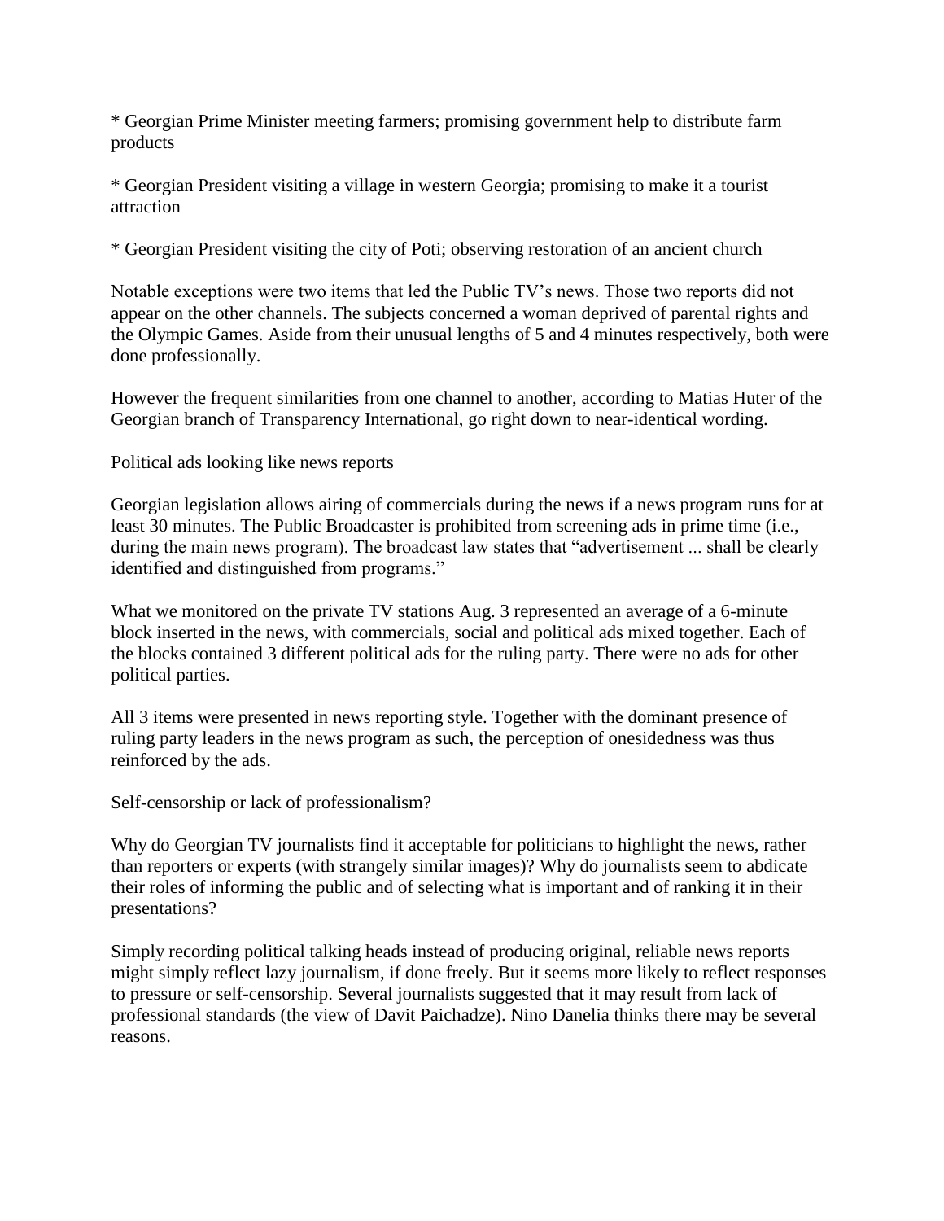* Georgian Prime Minister meeting farmers; promising government help to distribute farm products

* Georgian President visiting a village in western Georgia; promising to make it a tourist attraction

* Georgian President visiting the city of Poti; observing restoration of an ancient church

Notable exceptions were two items that led the Public TV's news. Those two reports did not appear on the other channels. The subjects concerned a woman deprived of parental rights and the Olympic Games. Aside from their unusual lengths of 5 and 4 minutes respectively, both were done professionally.

However the frequent similarities from one channel to another, according to Matias Huter of the Georgian branch of Transparency International, go right down to near-identical wording.

## Political ads looking like news reports

Georgian legislation allows airing of commercials during the news if a news program runs for at least 30 minutes. The Public Broadcaster is prohibited from screening ads in prime time (i.e., during the main news program). The broadcast law states that "advertisement ... shall be clearly identified and distinguished from programs."

What we monitored on the private TV stations Aug. 3 represented an average of a 6-minute block inserted in the news, with commercials, social and political ads mixed together. Each of the blocks contained 3 different political ads for the ruling party. There were no ads for other political parties.

All 3 items were presented in news reporting style. Together with the dominant presence of ruling party leaders in the news program as such, the perception of onesidedness was thus reinforced by the ads.

## Self-censorship or lack of professionalism?

Why do Georgian TV journalists find it acceptable for politicians to highlight the news, rather than reporters or experts (with strangely similar images)? Why do journalists seem to abdicate their roles of informing the public and of selecting what is important and of ranking it in their presentations?

Simply recording political talking heads instead of producing original, reliable news reports might simply reflect lazy journalism, if done freely. But it seems more likely to reflect responses to pressure or self-censorship. Several journalists suggested that it may result from lack of professional standards (the view of Davit Paichadze). Nino Danelia thinks there may be several reasons.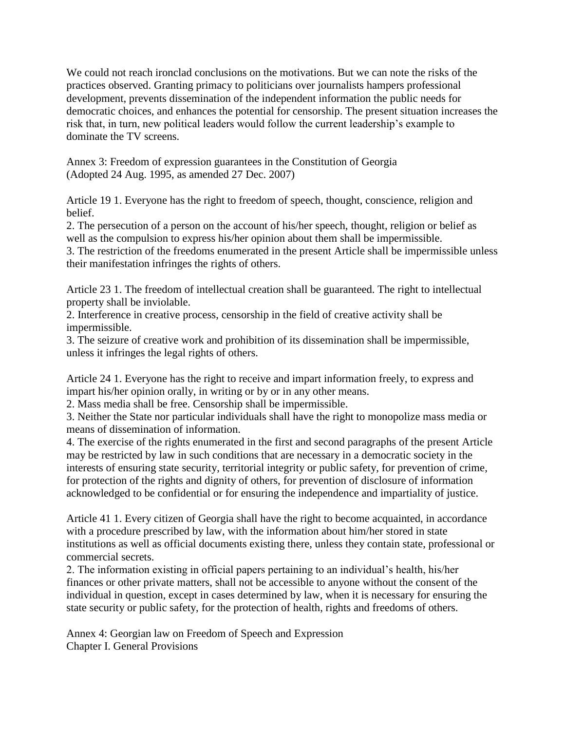We could not reach ironclad conclusions on the motivations. But we can note the risks of the practices observed. Granting primacy to politicians over journalists hampers professional development, prevents dissemination of the independent information the public needs for democratic choices, and enhances the potential for censorship. The present situation increases the risk that, in turn, new political leaders would follow the current leadership's example to dominate the TV screens.

## Annex 3: Freedom of expression guarantees in the Constitution of Georgia
(Adopted 24 Aug. 1995, as amended 27 Dec. 2007)

Article 19 1. Everyone has the right to freedom of speech, thought, conscience, religion and belief.
2. The persecution of a person on the account of his/her speech, thought, religion or belief as well as the compulsion to express his/her opinion about them shall be impermissible.
3. The restriction of the freedoms enumerated in the present Article shall be impermissible unless their manifestation infringes the rights of others.

Article 23 1. The freedom of intellectual creation shall be guaranteed. The right to intellectual property shall be inviolable.
2. Interference in creative process, censorship in the field of creative activity shall be impermissible.
3. The seizure of creative work and prohibition of its dissemination shall be impermissible, unless it infringes the legal rights of others.

Article 24 1. Everyone has the right to receive and impart information freely, to express and impart his/her opinion orally, in writing or by or in any other means.
2. Mass media shall be free. Censorship shall be impermissible.
3. Neither the State nor particular individuals shall have the right to monopolize mass media or means of dissemination of information.
4. The exercise of the rights enumerated in the first and second paragraphs of the present Article may be restricted by law in such conditions that are necessary in a democratic society in the interests of ensuring state security, territorial integrity or public safety, for prevention of crime, for protection of the rights and dignity of others, for prevention of disclosure of information acknowledged to be confidential or for ensuring the independence and impartiality of justice.

Article 41 1. Every citizen of Georgia shall have the right to become acquainted, in accordance with a procedure prescribed by law, with the information about him/her stored in state institutions as well as official documents existing there, unless they contain state, professional or commercial secrets.
2. The information existing in official papers pertaining to an individual's health, his/her finances or other private matters, shall not be accessible to anyone without the consent of the individual in question, except in cases determined by law, when it is necessary for ensuring the state security or public safety, for the protection of health, rights and freedoms of others.

## Annex 4: Georgian law on Freedom of Speech and Expression
### Chapter I. General Provisions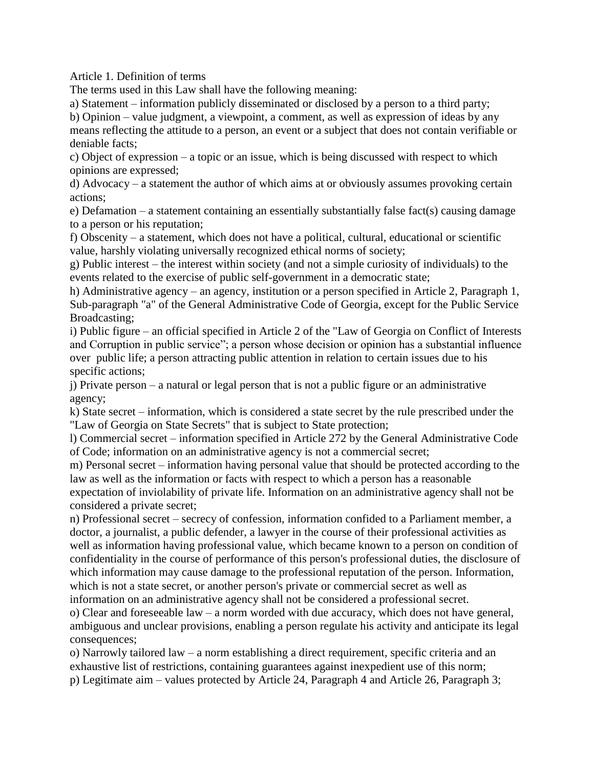Article 1. Definition of terms

The terms used in this Law shall have the following meaning:

a) Statement – information publicly disseminated or disclosed by a person to a third party;

b) Opinion – value judgment, a viewpoint, a comment, as well as expression of ideas by any means reflecting the attitude to a person, an event or a subject that does not contain verifiable or deniable facts;

c) Object of expression – a topic or an issue, which is being discussed with respect to which opinions are expressed;

d) Advocacy – a statement the author of which aims at or obviously assumes provoking certain actions;

e) Defamation – a statement containing an essentially substantially false fact(s) causing damage to a person or his reputation;

f) Obscenity – a statement, which does not have a political, cultural, educational or scientific value, harshly violating universally recognized ethical norms of society;

g) Public interest – the interest within society (and not a simple curiosity of individuals) to the events related to the exercise of public self-government in a democratic state;

h) Administrative agency – an agency, institution or a person specified in Article 2, Paragraph 1, Sub-paragraph "a" of the General Administrative Code of Georgia, except for the Public Service Broadcasting;

i) Public figure – an official specified in Article 2 of the "Law of Georgia on Conflict of Interests and Corruption in public service"; a person whose decision or opinion has a substantial influence over public life; a person attracting public attention in relation to certain issues due to his specific actions;

j) Private person – a natural or legal person that is not a public figure or an administrative agency;

k) State secret – information, which is considered a state secret by the rule prescribed under the "Law of Georgia on State Secrets" that is subject to State protection;

l) Commercial secret – information specified in Article 272 by the General Administrative Code of Code; information on an administrative agency is not a commercial secret;

m) Personal secret – information having personal value that should be protected according to the law as well as the information or facts with respect to which a person has a reasonable expectation of inviolability of private life. Information on an administrative agency shall not be considered a private secret;

n) Professional secret – secrecy of confession, information confided to a Parliament member, a doctor, a journalist, a public defender, a lawyer in the course of their professional activities as well as information having professional value, which became known to a person on condition of confidentiality in the course of performance of this person's professional duties, the disclosure of which information may cause damage to the professional reputation of the person. Information, which is not a state secret, or another person's private or commercial secret as well as information on an administrative agency shall not be considered a professional secret.

o) Clear and foreseeable law – a norm worded with due accuracy, which does not have general, ambiguous and unclear provisions, enabling a person regulate his activity and anticipate its legal consequences;

o) Narrowly tailored law – a norm establishing a direct requirement, specific criteria and an exhaustive list of restrictions, containing guarantees against inexpedient use of this norm;

p) Legitimate aim – values protected by Article 24, Paragraph 4 and Article 26, Paragraph 3;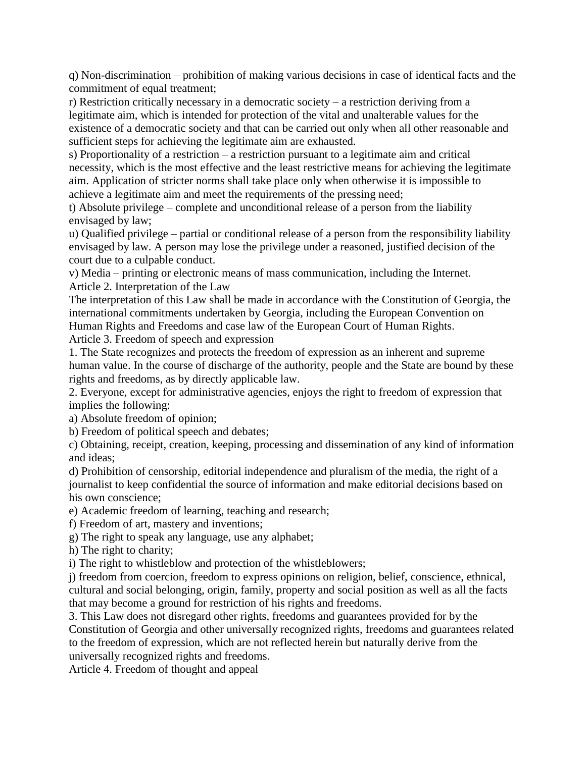q) Non-discrimination – prohibition of making various decisions in case of identical facts and the commitment of equal treatment;

r) Restriction critically necessary in a democratic society – a restriction deriving from a legitimate aim, which is intended for protection of the vital and unalterable values for the existence of a democratic society and that can be carried out only when all other reasonable and sufficient steps for achieving the legitimate aim are exhausted.

s) Proportionality of a restriction – a restriction pursuant to a legitimate aim and critical necessity, which is the most effective and the least restrictive means for achieving the legitimate aim. Application of stricter norms shall take place only when otherwise it is impossible to achieve a legitimate aim and meet the requirements of the pressing need;

t) Absolute privilege – complete and unconditional release of a person from the liability envisaged by law;

u) Qualified privilege – partial or conditional release of a person from the responsibility liability envisaged by law. A person may lose the privilege under a reasoned, justified decision of the court due to a culpable conduct.

v) Media – printing or electronic means of mass communication, including the Internet.

## Article 2. Interpretation of the Law

The interpretation of this Law shall be made in accordance with the Constitution of Georgia, the international commitments undertaken by Georgia, including the European Convention on Human Rights and Freedoms and case law of the European Court of Human Rights.

## Article 3. Freedom of speech and expression

1. The State recognizes and protects the freedom of expression as an inherent and supreme human value. In the course of discharge of the authority, people and the State are bound by these rights and freedoms, as by directly applicable law.

2. Everyone, except for administrative agencies, enjoys the right to freedom of expression that implies the following:

a) Absolute freedom of opinion;

b) Freedom of political speech and debates;

c) Obtaining, receipt, creation, keeping, processing and dissemination of any kind of information and ideas;

d) Prohibition of censorship, editorial independence and pluralism of the media, the right of a journalist to keep confidential the source of information and make editorial decisions based on his own conscience;

e) Academic freedom of learning, teaching and research;

f) Freedom of art, mastery and inventions;

g) The right to speak any language, use any alphabet;

h) The right to charity;

i) The right to whistleblow and protection of the whistleblowers;

j) freedom from coercion, freedom to express opinions on religion, belief, conscience, ethnical, cultural and social belonging, origin, family, property and social position as well as all the facts that may become a ground for restriction of his rights and freedoms.

3. This Law does not disregard other rights, freedoms and guarantees provided for by the Constitution of Georgia and other universally recognized rights, freedoms and guarantees related to the freedom of expression, which are not reflected herein but naturally derive from the universally recognized rights and freedoms.

## Article 4. Freedom of thought and appeal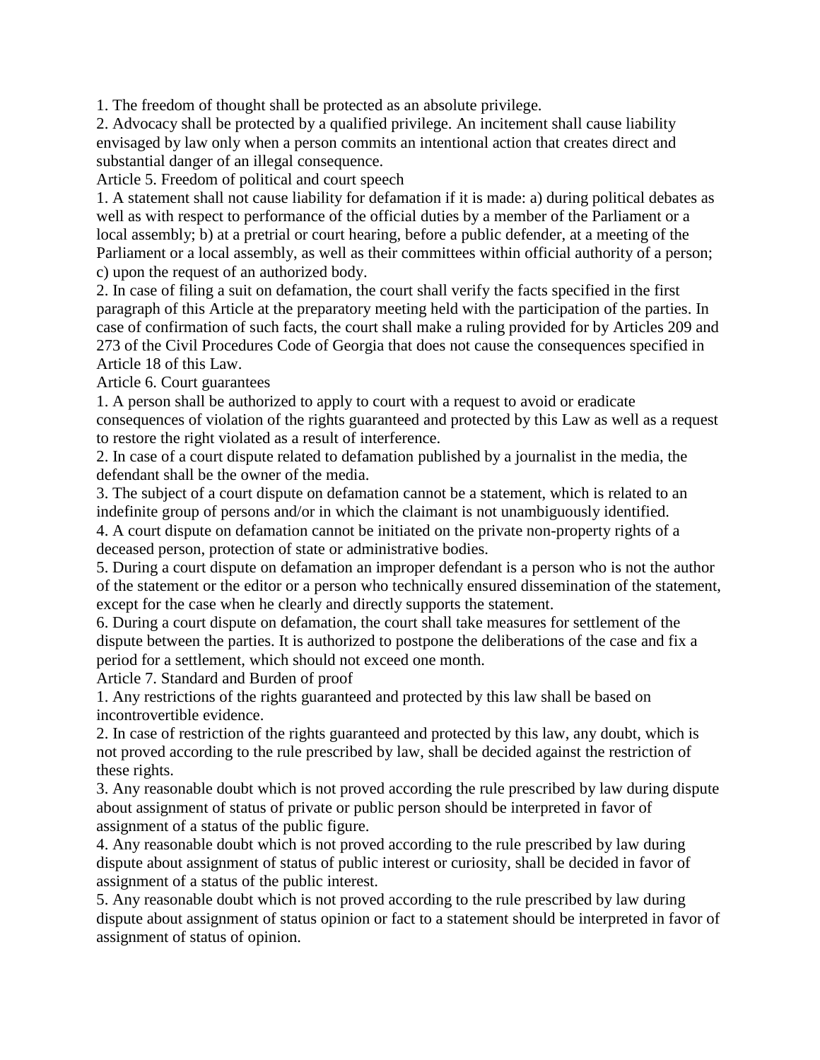1. The freedom of thought shall be protected as an absolute privilege.
2. Advocacy shall be protected by a qualified privilege. An incitement shall cause liability envisaged by law only when a person commits an intentional action that creates direct and substantial danger of an illegal consequence.

### Article 5. Freedom of political and court speech

1. A statement shall not cause liability for defamation if it is made: a) during political debates as well as with respect to performance of the official duties by a member of the Parliament or a local assembly; b) at a pretrial or court hearing, before a public defender, at a meeting of the Parliament or a local assembly, as well as their committees within official authority of a person; c) upon the request of an authorized body.
2. In case of filing a suit on defamation, the court shall verify the facts specified in the first paragraph of this Article at the preparatory meeting held with the participation of the parties. In case of confirmation of such facts, the court shall make a ruling provided for by Articles 209 and 273 of the Civil Procedures Code of Georgia that does not cause the consequences specified in Article 18 of this Law.

### Article 6. Court guarantees

1. A person shall be authorized to apply to court with a request to avoid or eradicate consequences of violation of the rights guaranteed and protected by this Law as well as a request to restore the right violated as a result of interference.
2. In case of a court dispute related to defamation published by a journalist in the media, the defendant shall be the owner of the media.
3. The subject of a court dispute on defamation cannot be a statement, which is related to an indefinite group of persons and/or in which the claimant is not unambiguously identified.
4. A court dispute on defamation cannot be initiated on the private non-property rights of a deceased person, protection of state or administrative bodies.
5. During a court dispute on defamation an improper defendant is a person who is not the author of the statement or the editor or a person who technically ensured dissemination of the statement, except for the case when he clearly and directly supports the statement.
6. During a court dispute on defamation, the court shall take measures for settlement of the dispute between the parties. It is authorized to postpone the deliberations of the case and fix a period for a settlement, which should not exceed one month.

### Article 7. Standard and Burden of proof

1. Any restrictions of the rights guaranteed and protected by this law shall be based on incontrovertible evidence.
2. In case of restriction of the rights guaranteed and protected by this law, any doubt, which is not proved according to the rule prescribed by law, shall be decided against the restriction of these rights.
3. Any reasonable doubt which is not proved according the rule prescribed by law during dispute about assignment of status of private or public person should be interpreted in favor of assignment of a status of the public figure.
4. Any reasonable doubt which is not proved according to the rule prescribed by law during dispute about assignment of status of public interest or curiosity, shall be decided in favor of assignment of a status of the public interest.
5. Any reasonable doubt which is not proved according to the rule prescribed by law during dispute about assignment of status opinion or fact to a statement should be interpreted in favor of assignment of status of opinion.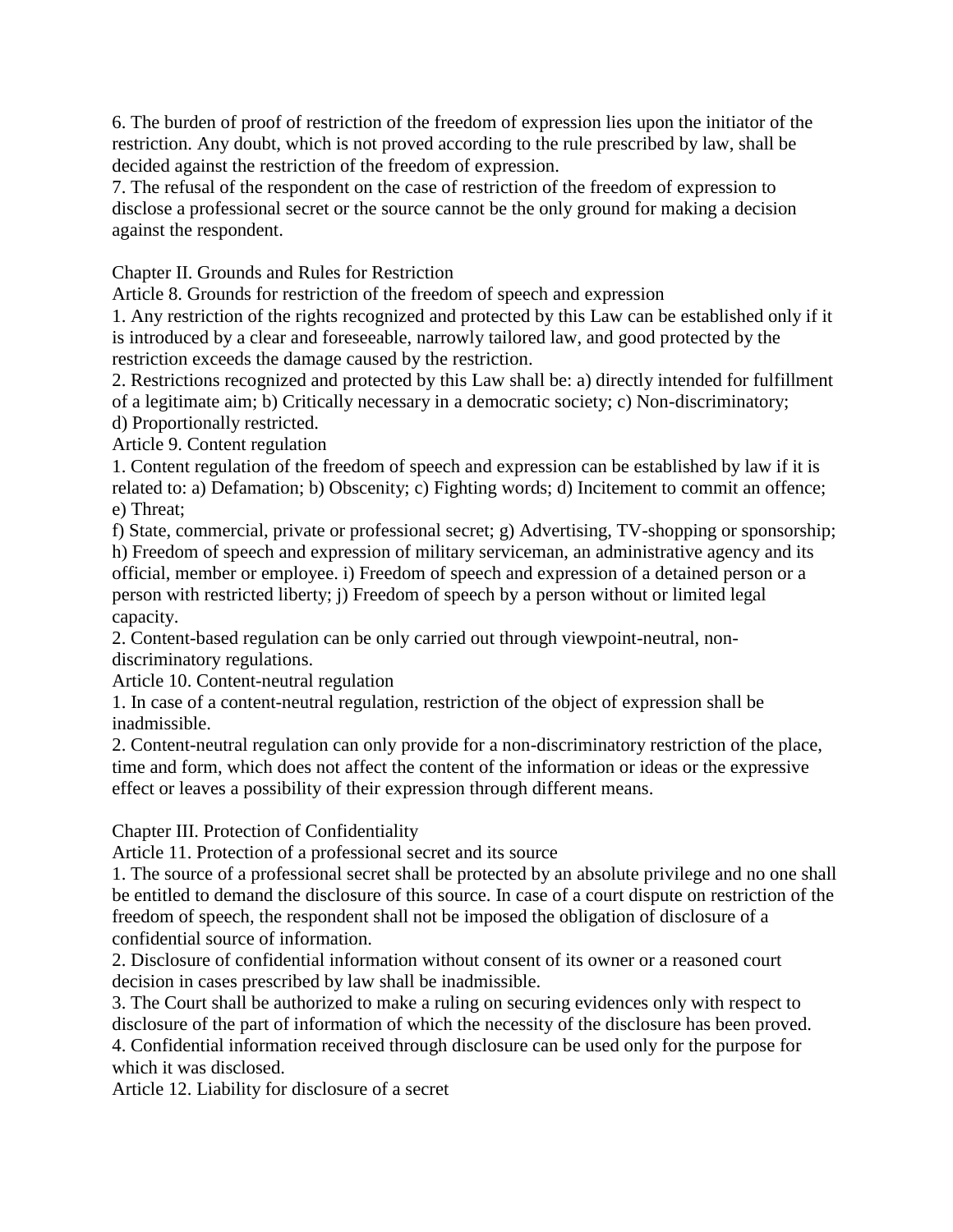6. The burden of proof of restriction of the freedom of expression lies upon the initiator of the restriction. Any doubt, which is not proved according to the rule prescribed by law, shall be decided against the restriction of the freedom of expression.
7. The refusal of the respondent on the case of restriction of the freedom of expression to disclose a professional secret or the source cannot be the only ground for making a decision against the respondent.

## Chapter II. Grounds and Rules for Restriction

### Article 8. Grounds for restriction of the freedom of speech and expression

1. Any restriction of the rights recognized and protected by this Law can be established only if it is introduced by a clear and foreseeable, narrowly tailored law, and good protected by the restriction exceeds the damage caused by the restriction.
2. Restrictions recognized and protected by this Law shall be: a) directly intended for fulfillment of a legitimate aim; b) Critically necessary in a democratic society; c) Non-discriminatory; d) Proportionally restricted.

### Article 9. Content regulation

1. Content regulation of the freedom of speech and expression can be established by law if it is related to: a) Defamation; b) Obscenity; c) Fighting words; d) Incitement to commit an offence; e) Threat;
f) State, commercial, private or professional secret; g) Advertising, TV-shopping or sponsorship; h) Freedom of speech and expression of military serviceman, an administrative agency and its official, member or employee. i) Freedom of speech and expression of a detained person or a person with restricted liberty; j) Freedom of speech by a person without or limited legal capacity.
2. Content-based regulation can be only carried out through viewpoint-neutral, non-discriminatory regulations.

### Article 10. Content-neutral regulation

1. In case of a content-neutral regulation, restriction of the object of expression shall be inadmissible.
2. Content-neutral regulation can only provide for a non-discriminatory restriction of the place, time and form, which does not affect the content of the information or ideas or the expressive effect or leaves a possibility of their expression through different means.

## Chapter III. Protection of Confidentiality

### Article 11. Protection of a professional secret and its source

1. The source of a professional secret shall be protected by an absolute privilege and no one shall be entitled to demand the disclosure of this source. In case of a court dispute on restriction of the freedom of speech, the respondent shall not be imposed the obligation of disclosure of a confidential source of information.
2. Disclosure of confidential information without consent of its owner or a reasoned court decision in cases prescribed by law shall be inadmissible.
3. The Court shall be authorized to make a ruling on securing evidences only with respect to disclosure of the part of information of which the necessity of the disclosure has been proved.
4. Confidential information received through disclosure can be used only for the purpose for which it was disclosed.

### Article 12. Liability for disclosure of a secret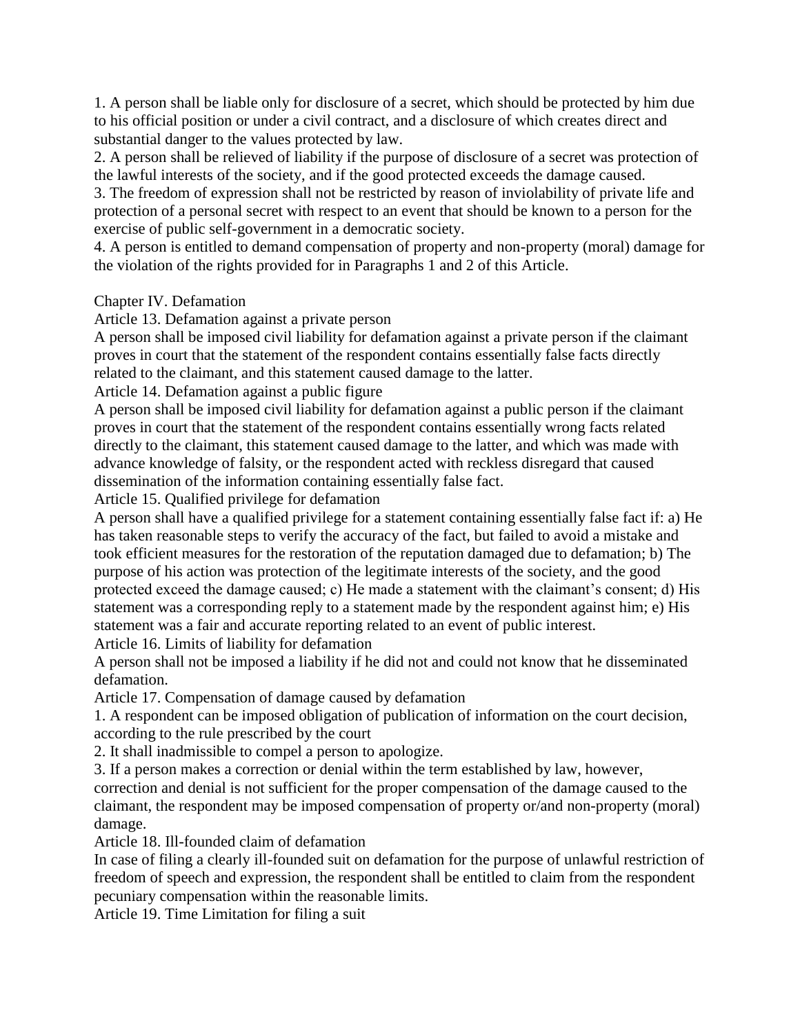1. A person shall be liable only for disclosure of a secret, which should be protected by him due to his official position or under a civil contract, and a disclosure of which creates direct and substantial danger to the values protected by law.
2. A person shall be relieved of liability if the purpose of disclosure of a secret was protection of the lawful interests of the society, and if the good protected exceeds the damage caused.
3. The freedom of expression shall not be restricted by reason of inviolability of private life and protection of a personal secret with respect to an event that should be known to a person for the exercise of public self-government in a democratic society.
4. A person is entitled to demand compensation of property and non-property (moral) damage for the violation of the rights provided for in Paragraphs 1 and 2 of this Article.

## Chapter IV. Defamation

### Article 13. Defamation against a private person

A person shall be imposed civil liability for defamation against a private person if the claimant proves in court that the statement of the respondent contains essentially false facts directly related to the claimant, and this statement caused damage to the latter.

### Article 14. Defamation against a public figure

A person shall be imposed civil liability for defamation against a public person if the claimant proves in court that the statement of the respondent contains essentially wrong facts related directly to the claimant, this statement caused damage to the latter, and which was made with advance knowledge of falsity, or the respondent acted with reckless disregard that caused dissemination of the information containing essentially false fact.

### Article 15. Qualified privilege for defamation

A person shall have a qualified privilege for a statement containing essentially false fact if: a) He has taken reasonable steps to verify the accuracy of the fact, but failed to avoid a mistake and took efficient measures for the restoration of the reputation damaged due to defamation; b) The purpose of his action was protection of the legitimate interests of the society, and the good protected exceed the damage caused; c) He made a statement with the claimant's consent; d) His statement was a corresponding reply to a statement made by the respondent against him; e) His statement was a fair and accurate reporting related to an event of public interest.

### Article 16. Limits of liability for defamation

A person shall not be imposed a liability if he did not and could not know that he disseminated defamation.

### Article 17. Compensation of damage caused by defamation

1. A respondent can be imposed obligation of publication of information on the court decision, according to the rule prescribed by the court
2. It shall inadmissible to compel a person to apologize.
3. If a person makes a correction or denial within the term established by law, however, correction and denial is not sufficient for the proper compensation of the damage caused to the claimant, the respondent may be imposed compensation of property or/and non-property (moral) damage.

### Article 18. Ill-founded claim of defamation

In case of filing a clearly ill-founded suit on defamation for the purpose of unlawful restriction of freedom of speech and expression, the respondent shall be entitled to claim from the respondent pecuniary compensation within the reasonable limits.

### Article 19. Time Limitation for filing a suit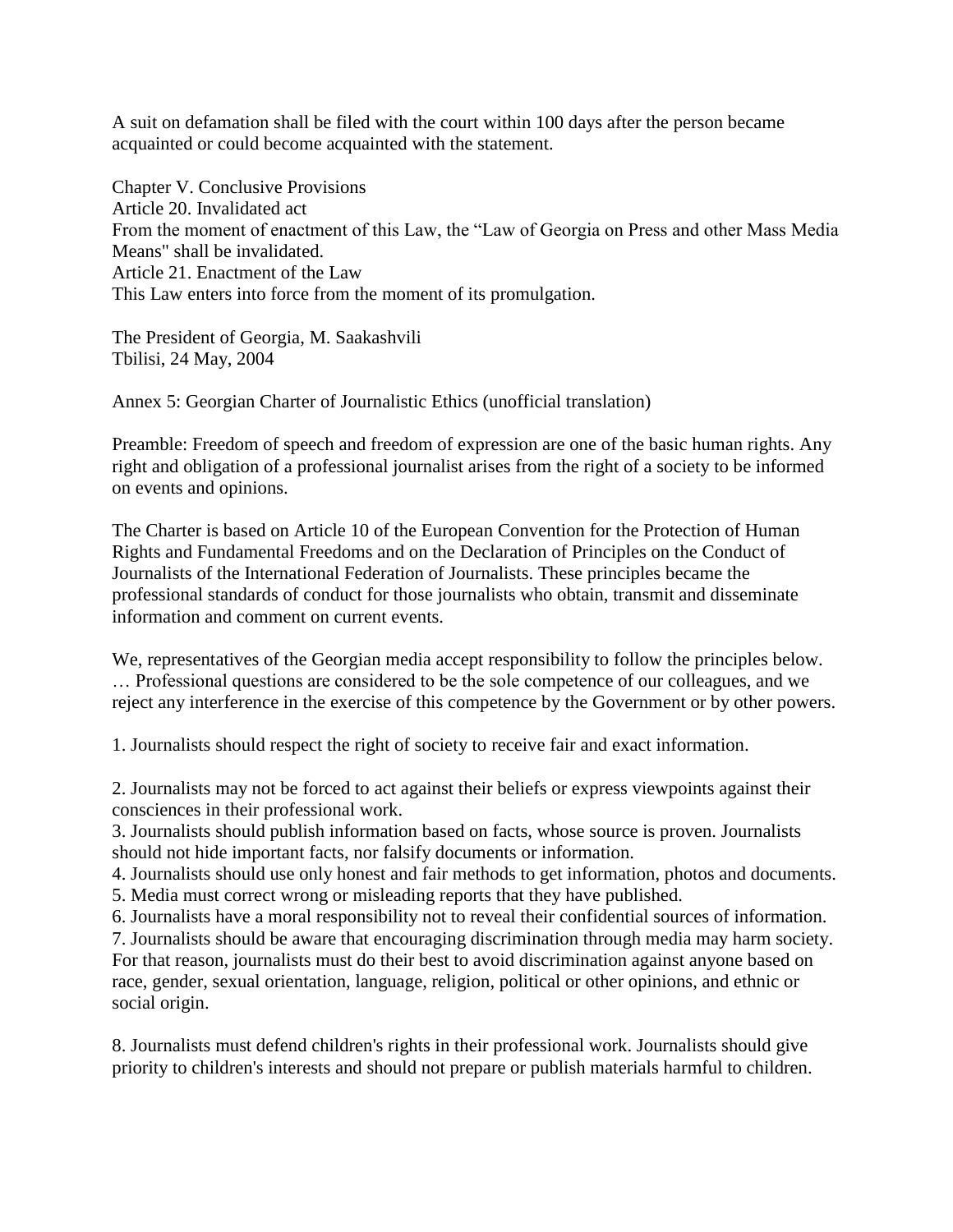A suit on defamation shall be filed with the court within 100 days after the person became acquainted or could become acquainted with the statement.

Chapter V. Conclusive Provisions
Article 20. Invalidated act
From the moment of enactment of this Law, the "Law of Georgia on Press and other Mass Media Means" shall be invalidated.
Article 21. Enactment of the Law
This Law enters into force from the moment of its promulgation.

The President of Georgia, M. Saakashvili
Tbilisi, 24 May, 2004

Annex 5: Georgian Charter of Journalistic Ethics (unofficial translation)

Preamble: Freedom of speech and freedom of expression are one of the basic human rights. Any right and obligation of a professional journalist arises from the right of a society to be informed on events and opinions.

The Charter is based on Article 10 of the European Convention for the Protection of Human Rights and Fundamental Freedoms and on the Declaration of Principles on the Conduct of Journalists of the International Federation of Journalists. These principles became the professional standards of conduct for those journalists who obtain, transmit and disseminate information and comment on current events.

We, representatives of the Georgian media accept responsibility to follow the principles below. … Professional questions are considered to be the sole competence of our colleagues, and we reject any interference in the exercise of this competence by the Government or by other powers.

1. Journalists should respect the right of society to receive fair and exact information.

2. Journalists may not be forced to act against their beliefs or express viewpoints against their consciences in their professional work.
3. Journalists should publish information based on facts, whose source is proven. Journalists should not hide important facts, nor falsify documents or information.
4. Journalists should use only honest and fair methods to get information, photos and documents.
5. Media must correct wrong or misleading reports that they have published.
6. Journalists have a moral responsibility not to reveal their confidential sources of information.
7. Journalists should be aware that encouraging discrimination through media may harm society. For that reason, journalists must do their best to avoid discrimination against anyone based on race, gender, sexual orientation, language, religion, political or other opinions, and ethnic or social origin.

8. Journalists must defend children's rights in their professional work. Journalists should give priority to children's interests and should not prepare or publish materials harmful to children.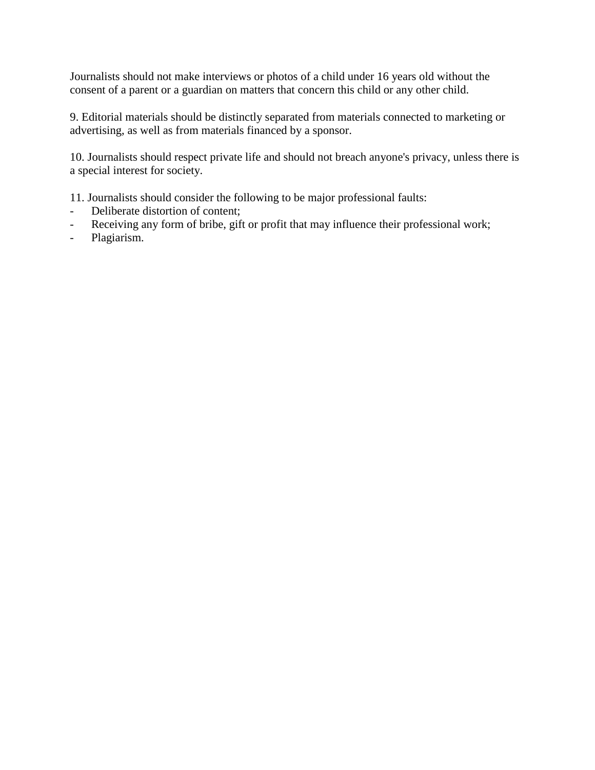Journalists should not make interviews or photos of a child under 16 years old without the consent of a parent or a guardian on matters that concern this child or any other child.

9. Editorial materials should be distinctly separated from materials connected to marketing or advertising, as well as from materials financed by a sponsor.

10. Journalists should respect private life and should not breach anyone's privacy, unless there is a special interest for society.

11. Journalists should consider the following to be major professional faults:

- Deliberate distortion of content;
- Receiving any form of bribe, gift or profit that may influence their professional work;
- Plagiarism.